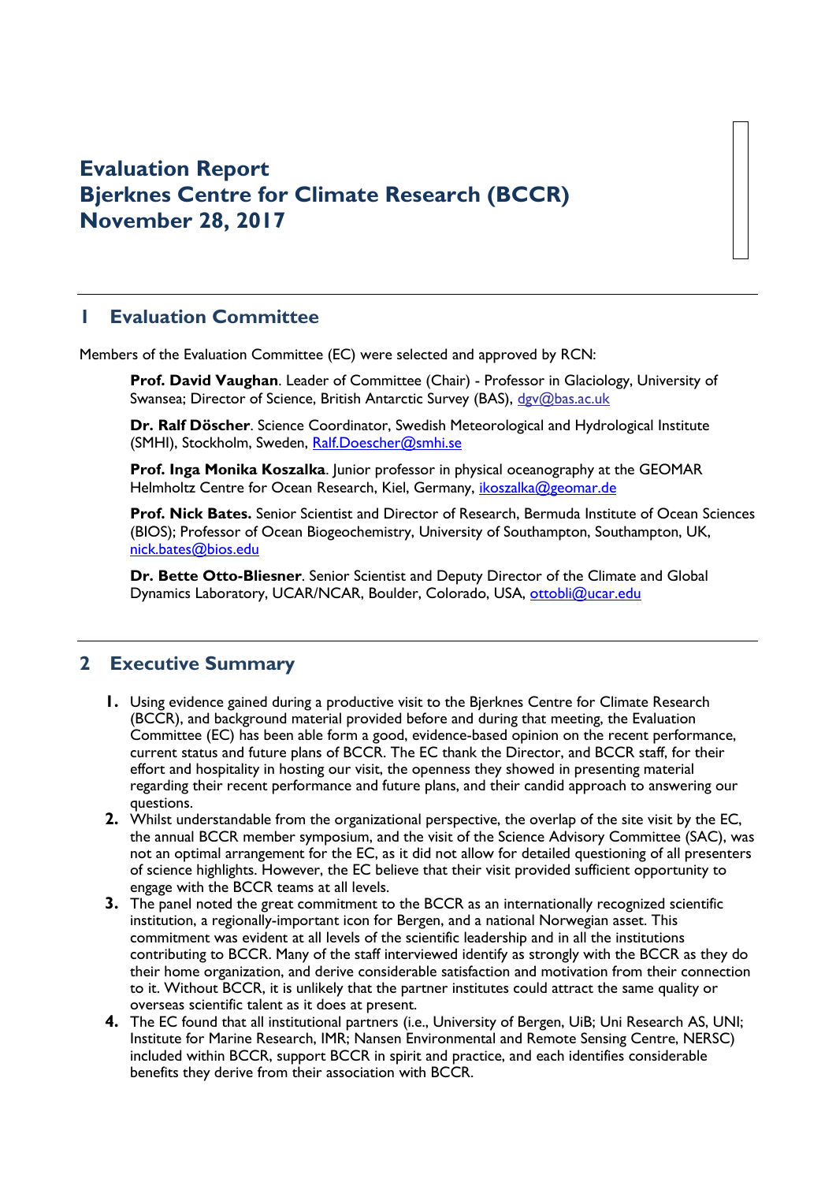# Evaluation Report
# Bjerknes Centre for Climate Research (BCCR)
# November 28, 2017

## 1 Evaluation Committee

Members of the Evaluation Committee (EC) were selected and approved by RCN:

> **Prof. David Vaughan**. Leader of Committee (Chair) - Professor in Glaciology, University of Swansea; Director of Science, British Antarctic Survey (BAS), dgv@bas.ac.uk
>
> **Dr. Ralf Döscher**. Science Coordinator, Swedish Meteorological and Hydrological Institute (SMHI), Stockholm, Sweden, Ralf.Doescher@smhi.se
>
> **Prof. Inga Monika Koszalka**. Junior professor in physical oceanography at the GEOMAR Helmholtz Centre for Ocean Research, Kiel, Germany, ikoszalka@geomar.de
>
> **Prof. Nick Bates.** Senior Scientist and Director of Research, Bermuda Institute of Ocean Sciences (BIOS); Professor of Ocean Biogeochemistry, University of Southampton, Southampton, UK, nick.bates@bios.edu
>
> **Dr. Bette Otto-Bliesner**. Senior Scientist and Deputy Director of the Climate and Global Dynamics Laboratory, UCAR/NCAR, Boulder, Colorado, USA, ottobli@ucar.edu

## 2 Executive Summary

1. Using evidence gained during a productive visit to the Bjerknes Centre for Climate Research (BCCR), and background material provided before and during that meeting, the Evaluation Committee (EC) has been able form a good, evidence-based opinion on the recent performance, current status and future plans of BCCR. The EC thank the Director, and BCCR staff, for their effort and hospitality in hosting our visit, the openness they showed in presenting material regarding their recent performance and future plans, and their candid approach to answering our questions.
2. Whilst understandable from the organizational perspective, the overlap of the site visit by the EC, the annual BCCR member symposium, and the visit of the Science Advisory Committee (SAC), was not an optimal arrangement for the EC, as it did not allow for detailed questioning of all presenters of science highlights. However, the EC believe that their visit provided sufficient opportunity to engage with the BCCR teams at all levels.
3. The panel noted the great commitment to the BCCR as an internationally recognized scientific institution, a regionally-important icon for Bergen, and a national Norwegian asset. This commitment was evident at all levels of the scientific leadership and in all the institutions contributing to BCCR. Many of the staff interviewed identify as strongly with the BCCR as they do their home organization, and derive considerable satisfaction and motivation from their connection to it. Without BCCR, it is unlikely that the partner institutes could attract the same quality or overseas scientific talent as it does at present.
4. The EC found that all institutional partners (i.e., University of Bergen, UiB; Uni Research AS, UNI; Institute for Marine Research, IMR; Nansen Environmental and Remote Sensing Centre, NERSC) included within BCCR, support BCCR in spirit and practice, and each identifies considerable benefits they derive from their association with BCCR.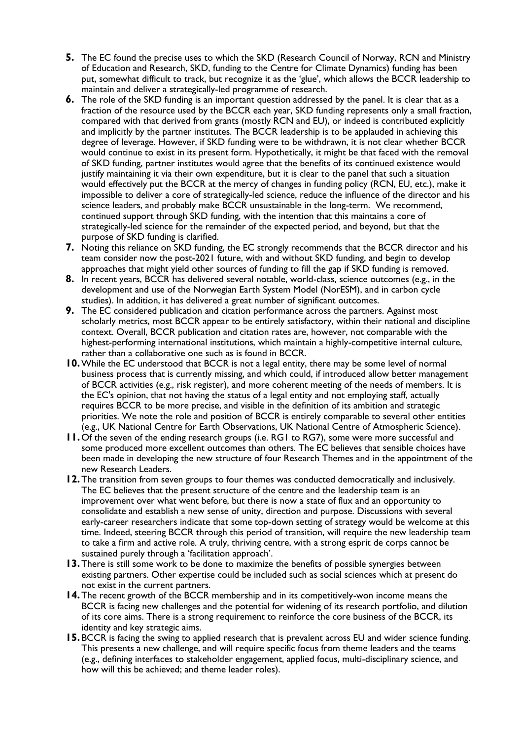5. The EC found the precise uses to which the SKD (Research Council of Norway, RCN and Ministry of Education and Research, SKD, funding to the Centre for Climate Dynamics) funding has been put, somewhat difficult to track, but recognize it as the 'glue', which allows the BCCR leadership to maintain and deliver a strategically-led programme of research.
6. The role of the SKD funding is an important question addressed by the panel. It is clear that as a fraction of the resource used by the BCCR each year, SKD funding represents only a small fraction, compared with that derived from grants (mostly RCN and EU), or indeed is contributed explicitly and implicitly by the partner institutes. The BCCR leadership is to be applauded in achieving this degree of leverage. However, if SKD funding were to be withdrawn, it is not clear whether BCCR would continue to exist in its present form. Hypothetically, it might be that faced with the removal of SKD funding, partner institutes would agree that the benefits of its continued existence would justify maintaining it via their own expenditure, but it is clear to the panel that such a situation would effectively put the BCCR at the mercy of changes in funding policy (RCN, EU, etc.), make it impossible to deliver a core of strategically-led science, reduce the influence of the director and his science leaders, and probably make BCCR unsustainable in the long-term. We recommend, continued support through SKD funding, with the intention that this maintains a core of strategically-led science for the remainder of the expected period, and beyond, but that the purpose of SKD funding is clarified.
7. Noting this reliance on SKD funding, the EC strongly recommends that the BCCR director and his team consider now the post-2021 future, with and without SKD funding, and begin to develop approaches that might yield other sources of funding to fill the gap if SKD funding is removed.
8. In recent years, BCCR has delivered several notable, world-class, science outcomes (e.g., in the development and use of the Norwegian Earth System Model (NorESM), and in carbon cycle studies). In addition, it has delivered a great number of significant outcomes.
9. The EC considered publication and citation performance across the partners. Against most scholarly metrics, most BCCR appear to be entirely satisfactory, within their national and discipline context. Overall, BCCR publication and citation rates are, however, not comparable with the highest-performing international institutions, which maintain a highly-competitive internal culture, rather than a collaborative one such as is found in BCCR.
10. While the EC understood that BCCR is not a legal entity, there may be some level of normal business process that is currently missing, and which could, if introduced allow better management of BCCR activities (e.g., risk register), and more coherent meeting of the needs of members. It is the EC's opinion, that not having the status of a legal entity and not employing staff, actually requires BCCR to be more precise, and visible in the definition of its ambition and strategic priorities. We note the role and position of BCCR is entirely comparable to several other entities (e.g., UK National Centre for Earth Observations, UK National Centre of Atmospheric Science).
11. Of the seven of the ending research groups (i.e. RG1 to RG7), some were more successful and some produced more excellent outcomes than others. The EC believes that sensible choices have been made in developing the new structure of four Research Themes and in the appointment of the new Research Leaders.
12. The transition from seven groups to four themes was conducted democratically and inclusively. The EC believes that the present structure of the centre and the leadership team is an improvement over what went before, but there is now a state of flux and an opportunity to consolidate and establish a new sense of unity, direction and purpose. Discussions with several early-career researchers indicate that some top-down setting of strategy would be welcome at this time. Indeed, steering BCCR through this period of transition, will require the new leadership team to take a firm and active role. A truly, thriving centre, with a strong esprit de corps cannot be sustained purely through a 'facilitation approach'.
13. There is still some work to be done to maximize the benefits of possible synergies between existing partners. Other expertise could be included such as social sciences which at present do not exist in the current partners.
14. The recent growth of the BCCR membership and in its competitively-won income means the BCCR is facing new challenges and the potential for widening of its research portfolio, and dilution of its core aims. There is a strong requirement to reinforce the core business of the BCCR, its identity and key strategic aims.
15. BCCR is facing the swing to applied research that is prevalent across EU and wider science funding. This presents a new challenge, and will require specific focus from theme leaders and the teams (e.g., defining interfaces to stakeholder engagement, applied focus, multi-disciplinary science, and how will this be achieved; and theme leader roles).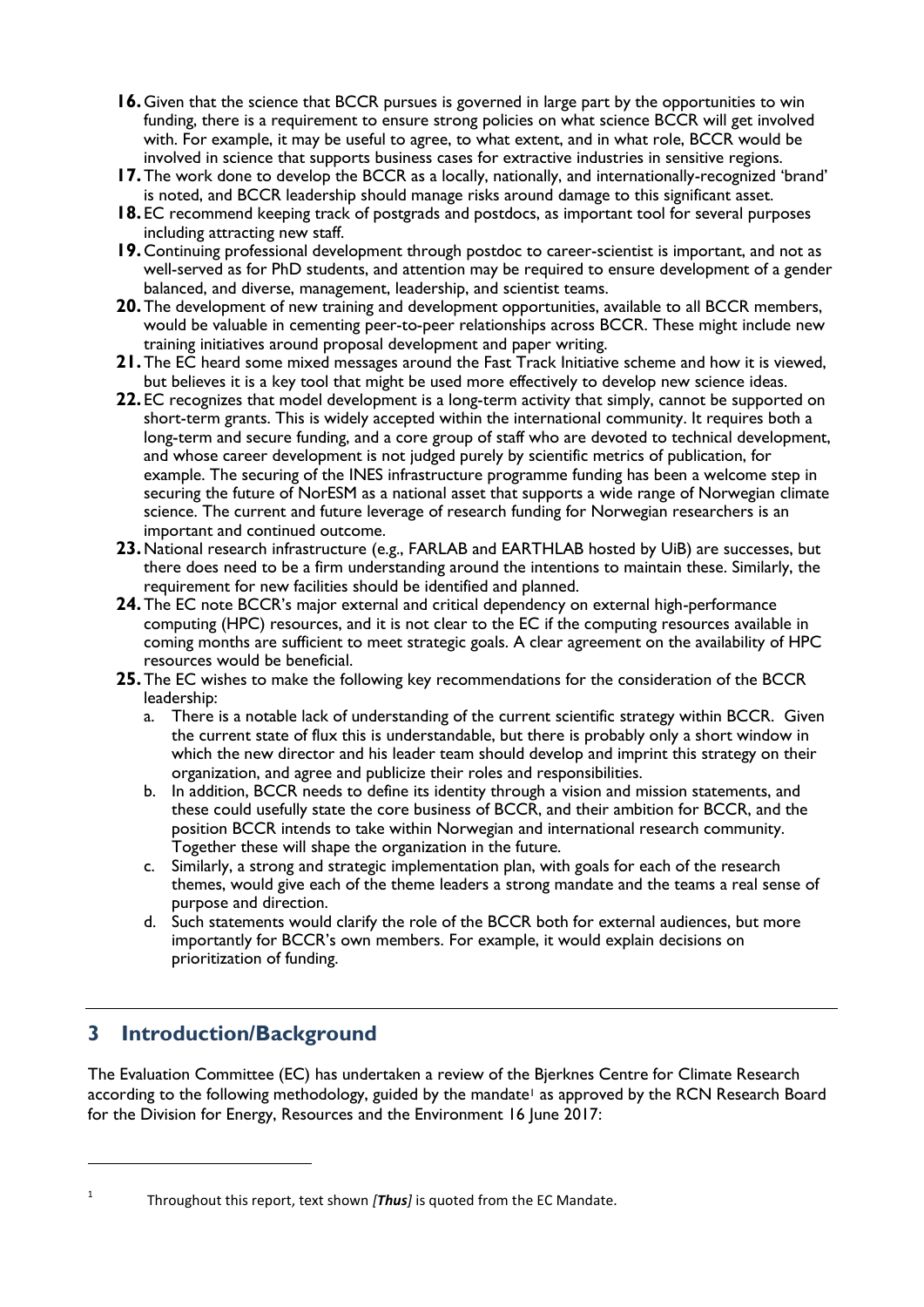16. Given that the science that BCCR pursues is governed in large part by the opportunities to win funding, there is a requirement to ensure strong policies on what science BCCR will get involved with. For example, it may be useful to agree, to what extent, and in what role, BCCR would be involved in science that supports business cases for extractive industries in sensitive regions.
17. The work done to develop the BCCR as a locally, nationally, and internationally-recognized 'brand' is noted, and BCCR leadership should manage risks around damage to this significant asset.
18. EC recommend keeping track of postgrads and postdocs, as important tool for several purposes including attracting new staff.
19. Continuing professional development through postdoc to career-scientist is important, and not as well-served as for PhD students, and attention may be required to ensure development of a gender balanced, and diverse, management, leadership, and scientist teams.
20. The development of new training and development opportunities, available to all BCCR members, would be valuable in cementing peer-to-peer relationships across BCCR. These might include new training initiatives around proposal development and paper writing.
21. The EC heard some mixed messages around the Fast Track Initiative scheme and how it is viewed, but believes it is a key tool that might be used more effectively to develop new science ideas.
22. EC recognizes that model development is a long-term activity that simply, cannot be supported on short-term grants. This is widely accepted within the international community. It requires both a long-term and secure funding, and a core group of staff who are devoted to technical development, and whose career development is not judged purely by scientific metrics of publication, for example. The securing of the INES infrastructure programme funding has been a welcome step in securing the future of NorESM as a national asset that supports a wide range of Norwegian climate science. The current and future leverage of research funding for Norwegian researchers is an important and continued outcome.
23. National research infrastructure (e.g., FARLAB and EARTHLAB hosted by UiB) are successes, but there does need to be a firm understanding around the intentions to maintain these. Similarly, the requirement for new facilities should be identified and planned.
24. The EC note BCCR's major external and critical dependency on external high-performance computing (HPC) resources, and it is not clear to the EC if the computing resources available in coming months are sufficient to meet strategic goals. A clear agreement on the availability of HPC resources would be beneficial.
25. The EC wishes to make the following key recommendations for the consideration of the BCCR leadership:
    a. There is a notable lack of understanding of the current scientific strategy within BCCR. Given the current state of flux this is understandable, but there is probably only a short window in which the new director and his leader team should develop and imprint this strategy on their organization, and agree and publicize their roles and responsibilities.
    b. In addition, BCCR needs to define its identity through a vision and mission statements, and these could usefully state the core business of BCCR, and their ambition for BCCR, and the position BCCR intends to take within Norwegian and international research community. Together these will shape the organization in the future.
    c. Similarly, a strong and strategic implementation plan, with goals for each of the research themes, would give each of the theme leaders a strong mandate and the teams a real sense of purpose and direction.
    d. Such statements would clarify the role of the BCCR both for external audiences, but more importantly for BCCR's own members. For example, it would explain decisions on prioritization of funding.

## 3 Introduction/Background

The Evaluation Committee (EC) has undertaken a review of the Bjerknes Centre for Climate Research according to the following methodology, guided by the mandate[1] as approved by the RCN Research Board for the Division for Energy, Resources and the Environment 16 June 2017:

[1] Throughout this report, text shown *[**Thus**]* is quoted from the EC Mandate.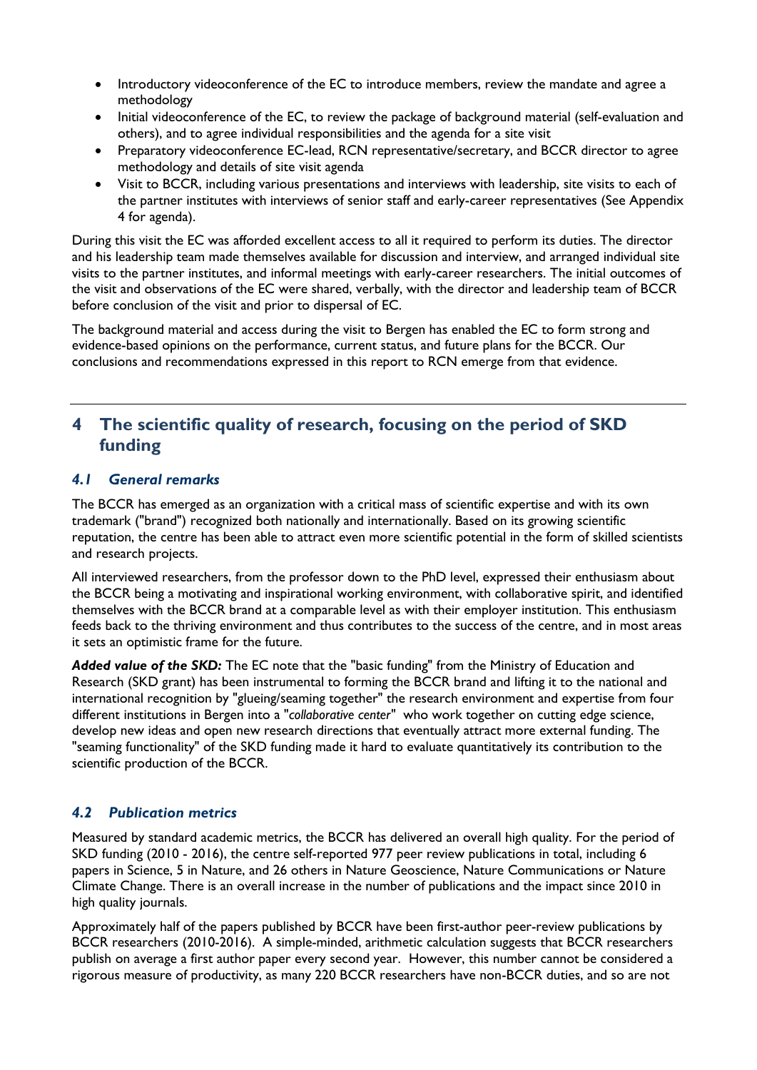- Introductory videoconference of the EC to introduce members, review the mandate and agree a methodology
- Initial videoconference of the EC, to review the package of background material (self-evaluation and others), and to agree individual responsibilities and the agenda for a site visit
- Preparatory videoconference EC-lead, RCN representative/secretary, and BCCR director to agree methodology and details of site visit agenda
- Visit to BCCR, including various presentations and interviews with leadership, site visits to each of the partner institutes with interviews of senior staff and early-career representatives (See Appendix 4 for agenda).

During this visit the EC was afforded excellent access to all it required to perform its duties. The director and his leadership team made themselves available for discussion and interview, and arranged individual site visits to the partner institutes, and informal meetings with early-career researchers. The initial outcomes of the visit and observations of the EC were shared, verbally, with the director and leadership team of BCCR before conclusion of the visit and prior to dispersal of EC.

The background material and access during the visit to Bergen has enabled the EC to form strong and evidence-based opinions on the performance, current status, and future plans for the BCCR. Our conclusions and recommendations expressed in this report to RCN emerge from that evidence.

---

# 4 The scientific quality of research, focusing on the period of SKD funding

## 4.1 General remarks

The BCCR has emerged as an organization with a critical mass of scientific expertise and with its own trademark ("brand") recognized both nationally and internationally. Based on its growing scientific reputation, the centre has been able to attract even more scientific potential in the form of skilled scientists and research projects.

All interviewed researchers, from the professor down to the PhD level, expressed their enthusiasm about the BCCR being a motivating and inspirational working environment, with collaborative spirit, and identified themselves with the BCCR brand at a comparable level as with their employer institution. This enthusiasm feeds back to the thriving environment and thus contributes to the success of the centre, and in most areas it sets an optimistic frame for the future.

***Added value of the SKD:*** The EC note that the "basic funding" from the Ministry of Education and Research (SKD grant) has been instrumental to forming the BCCR brand and lifting it to the national and international recognition by "glueing/seaming together" the research environment and expertise from four different institutions in Bergen into a "*collaborative center*" who work together on cutting edge science, develop new ideas and open new research directions that eventually attract more external funding. The "seaming functionality" of the SKD funding made it hard to evaluate quantitatively its contribution to the scientific production of the BCCR.

## 4.2 Publication metrics

Measured by standard academic metrics, the BCCR has delivered an overall high quality. For the period of SKD funding (2010 - 2016), the centre self-reported 977 peer review publications in total, including 6 papers in Science, 5 in Nature, and 26 others in Nature Geoscience, Nature Communications or Nature Climate Change. There is an overall increase in the number of publications and the impact since 2010 in high quality journals.

Approximately half of the papers published by BCCR have been first-author peer-review publications by BCCR researchers (2010-2016). A simple-minded, arithmetic calculation suggests that BCCR researchers publish on average a first author paper every second year. However, this number cannot be considered a rigorous measure of productivity, as many 220 BCCR researchers have non-BCCR duties, and so are not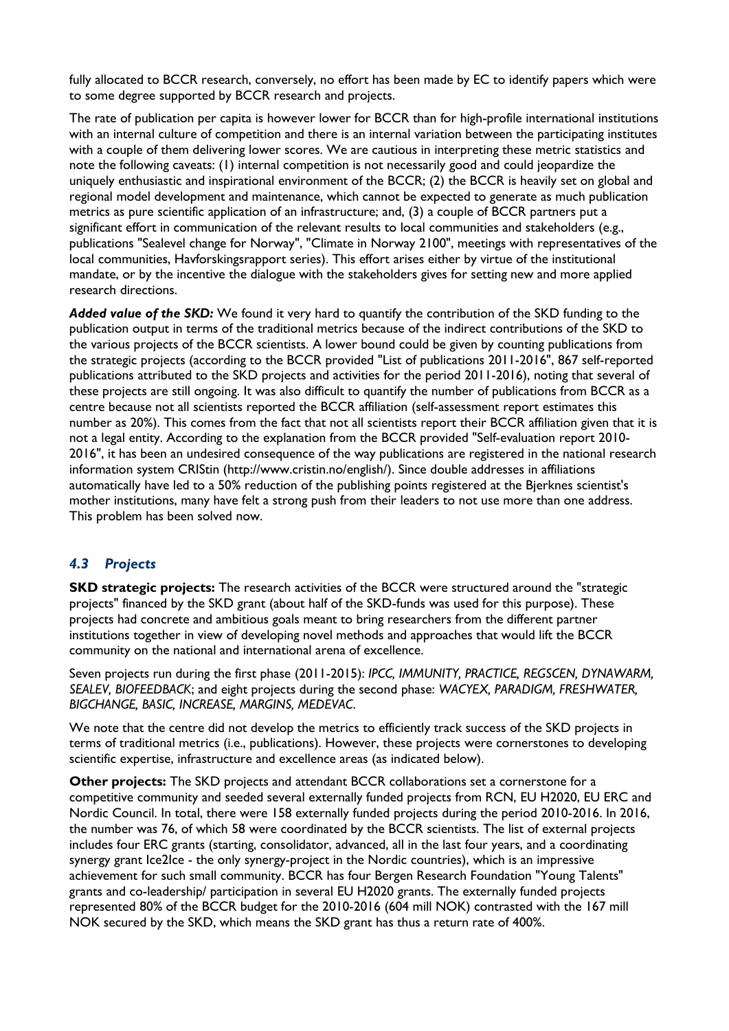fully allocated to BCCR research, conversely, no effort has been made by EC to identify papers which were to some degree supported by BCCR research and projects.

The rate of publication per capita is however lower for BCCR than for high-profile international institutions with an internal culture of competition and there is an internal variation between the participating institutes with a couple of them delivering lower scores. We are cautious in interpreting these metric statistics and note the following caveats: (1) internal competition is not necessarily good and could jeopardize the uniquely enthusiastic and inspirational environment of the BCCR; (2) the BCCR is heavily set on global and regional model development and maintenance, which cannot be expected to generate as much publication metrics as pure scientific application of an infrastructure; and, (3) a couple of BCCR partners put a significant effort in communication of the relevant results to local communities and stakeholders (e.g., publications "Sealevel change for Norway", "Climate in Norway 2100", meetings with representatives of the local communities, Havforskingsrapport series). This effort arises either by virtue of the institutional mandate, or by the incentive the dialogue with the stakeholders gives for setting new and more applied research directions.

***Added value of the SKD:*** We found it very hard to quantify the contribution of the SKD funding to the publication output in terms of the traditional metrics because of the indirect contributions of the SKD to the various projects of the BCCR scientists. A lower bound could be given by counting publications from the strategic projects (according to the BCCR provided "List of publications 2011-2016", 867 self-reported publications attributed to the SKD projects and activities for the period 2011-2016), noting that several of these projects are still ongoing. It was also difficult to quantify the number of publications from BCCR as a centre because not all scientists reported the BCCR affiliation (self-assessment report estimates this number as 20%). This comes from the fact that not all scientists report their BCCR affiliation given that it is not a legal entity. According to the explanation from the BCCR provided "Self-evaluation report 2010-2016", it has been an undesired consequence of the way publications are registered in the national research information system CRIStin (http://www.cristin.no/english/). Since double addresses in affiliations automatically have led to a 50% reduction of the publishing points registered at the Bjerknes scientist's mother institutions, many have felt a strong push from their leaders to not use more than one address. This problem has been solved now.

### *4.3 Projects*

**SKD strategic projects:** The research activities of the BCCR were structured around the "strategic projects" financed by the SKD grant (about half of the SKD-funds was used for this purpose). These projects had concrete and ambitious goals meant to bring researchers from the different partner institutions together in view of developing novel methods and approaches that would lift the BCCR community on the national and international arena of excellence.

Seven projects run during the first phase (2011-2015): *IPCC, IMMUNITY, PRACTICE, REGSCEN, DYNAWARM, SEALEV, BIOFEEDBACK*; and eight projects during the second phase: *WACYEX, PARADIGM, FRESHWATER, BIGCHANGE, BASIC, INCREASE, MARGINS, MEDEVAC.*

We note that the centre did not develop the metrics to efficiently track success of the SKD projects in terms of traditional metrics (i.e., publications). However, these projects were cornerstones to developing scientific expertise, infrastructure and excellence areas (as indicated below).

**Other projects:** The SKD projects and attendant BCCR collaborations set a cornerstone for a competitive community and seeded several externally funded projects from RCN, EU H2020, EU ERC and Nordic Council. In total, there were 158 externally funded projects during the period 2010-2016. In 2016, the number was 76, of which 58 were coordinated by the BCCR scientists. The list of external projects includes four ERC grants (starting, consolidator, advanced, all in the last four years, and a coordinating synergy grant Ice2Ice - the only synergy-project in the Nordic countries), which is an impressive achievement for such small community. BCCR has four Bergen Research Foundation "Young Talents" grants and co-leadership/ participation in several EU H2020 grants. The externally funded projects represented 80% of the BCCR budget for the 2010-2016 (604 mill NOK) contrasted with the 167 mill NOK secured by the SKD, which means the SKD grant has thus a return rate of 400%.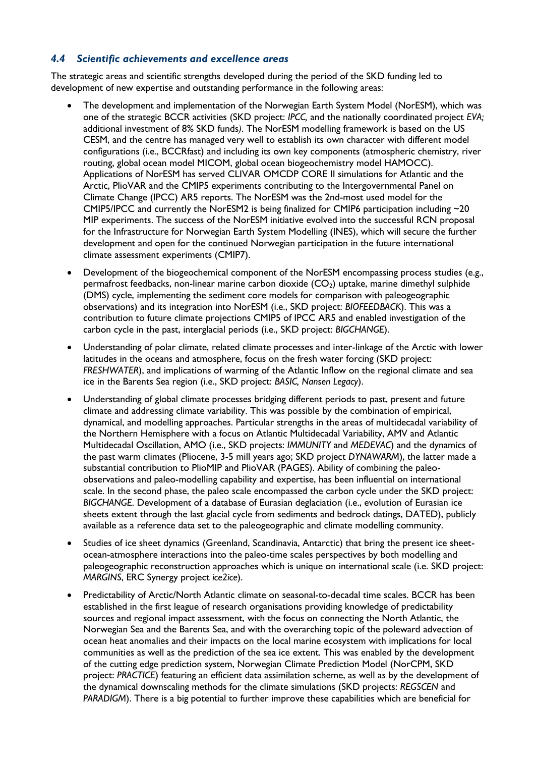### *4.4 Scientific achievements and excellence areas*

The strategic areas and scientific strengths developed during the period of the SKD funding led to development of new expertise and outstanding performance in the following areas:

- The development and implementation of the Norwegian Earth System Model (NorESM), which was one of the strategic BCCR activities (SKD project: *IPCC,* and the nationally coordinated project *EVA;* additional investment of 8% SKD funds). The NorESM modelling framework is based on the US CESM, and the centre has managed very well to establish its own character with different model configurations (i.e., BCCRfast) and including its own key components (atmospheric chemistry, river routing, global ocean model MICOM, global ocean biogeochemistry model HAMOCC). Applications of NorESM has served CLIVAR OMCDP CORE II simulations for Atlantic and the Arctic, PlioVAR and the CMIP5 experiments contributing to the Intergovernmental Panel on Climate Change (IPCC) AR5 reports. The NorESM was the 2nd-most used model for the CMIP5/IPCC and currently the NorESM2 is being finalized for CMIP6 participation including ~20 MIP experiments. The success of the NorESM initiative evolved into the successful RCN proposal for the Infrastructure for Norwegian Earth System Modelling (INES), which will secure the further development and open for the continued Norwegian participation in the future international climate assessment experiments (CMIP7).
- Development of the biogeochemical component of the NorESM encompassing process studies (e.g., permafrost feedbacks, non-linear marine carbon dioxide ($CO_2$) uptake, marine dimethyl sulphide (DMS) cycle, implementing the sediment core models for comparison with paleogeographic observations) and its integration into NorESM (i.e., SKD project: *BIOFEEDBACK*). This was a contribution to future climate projections CMIP5 of IPCC AR5 and enabled investigation of the carbon cycle in the past, interglacial periods (i.e., SKD project: *BIGCHANGE*).
- Understanding of polar climate, related climate processes and inter-linkage of the Arctic with lower latitudes in the oceans and atmosphere, focus on the fresh water forcing (SKD project: *FRESHWATER*), and implications of warming of the Atlantic Inflow on the regional climate and sea ice in the Barents Sea region (i.e., SKD project: *BASIC, Nansen Legacy*).
- Understanding of global climate processes bridging different periods to past, present and future climate and addressing climate variability. This was possible by the combination of empirical, dynamical, and modelling approaches. Particular strengths in the areas of multidecadal variability of the Northern Hemisphere with a focus on Atlantic Multidecadal Variability, AMV and Atlantic Multidecadal Oscillation, AMO (i.e., SKD projects: *IMMUNITY* and *MEDEVAC*) and the dynamics of the past warm climates (Pliocene, 3-5 mill years ago; SKD project *DYNAWARM*), the latter made a substantial contribution to PlioMIP and PlioVAR (PAGES). Ability of combining the paleo-observations and paleo-modelling capability and expertise, has been influential on international scale. In the second phase, the paleo scale encompassed the carbon cycle under the SKD project: *BIGCHANGE*. Development of a database of Eurasian deglaciation (i.e., evolution of Eurasian ice sheets extent through the last glacial cycle from sediments and bedrock datings, DATED), publicly available as a reference data set to the paleogeographic and climate modelling community.
- Studies of ice sheet dynamics (Greenland, Scandinavia, Antarctic) that bring the present ice sheet-ocean-atmosphere interactions into the paleo-time scales perspectives by both modelling and paleogeographic reconstruction approaches which is unique on international scale (i.e. SKD project: *MARGINS*, ERC Synergy project *ice2ice*).
- Predictability of Arctic/North Atlantic climate on seasonal-to-decadal time scales. BCCR has been established in the first league of research organisations providing knowledge of predictability sources and regional impact assessment, with the focus on connecting the North Atlantic, the Norwegian Sea and the Barents Sea, and with the overarching topic of the poleward advection of ocean heat anomalies and their impacts on the local marine ecosystem with implications for local communities as well as the prediction of the sea ice extent. This was enabled by the development of the cutting edge prediction system, Norwegian Climate Prediction Model (NorCPM, SKD project: *PRACTICE*) featuring an efficient data assimilation scheme, as well as by the development of the dynamical downscaling methods for the climate simulations (SKD projects: *REGSCEN* and *PARADIGM*). There is a big potential to further improve these capabilities which are beneficial for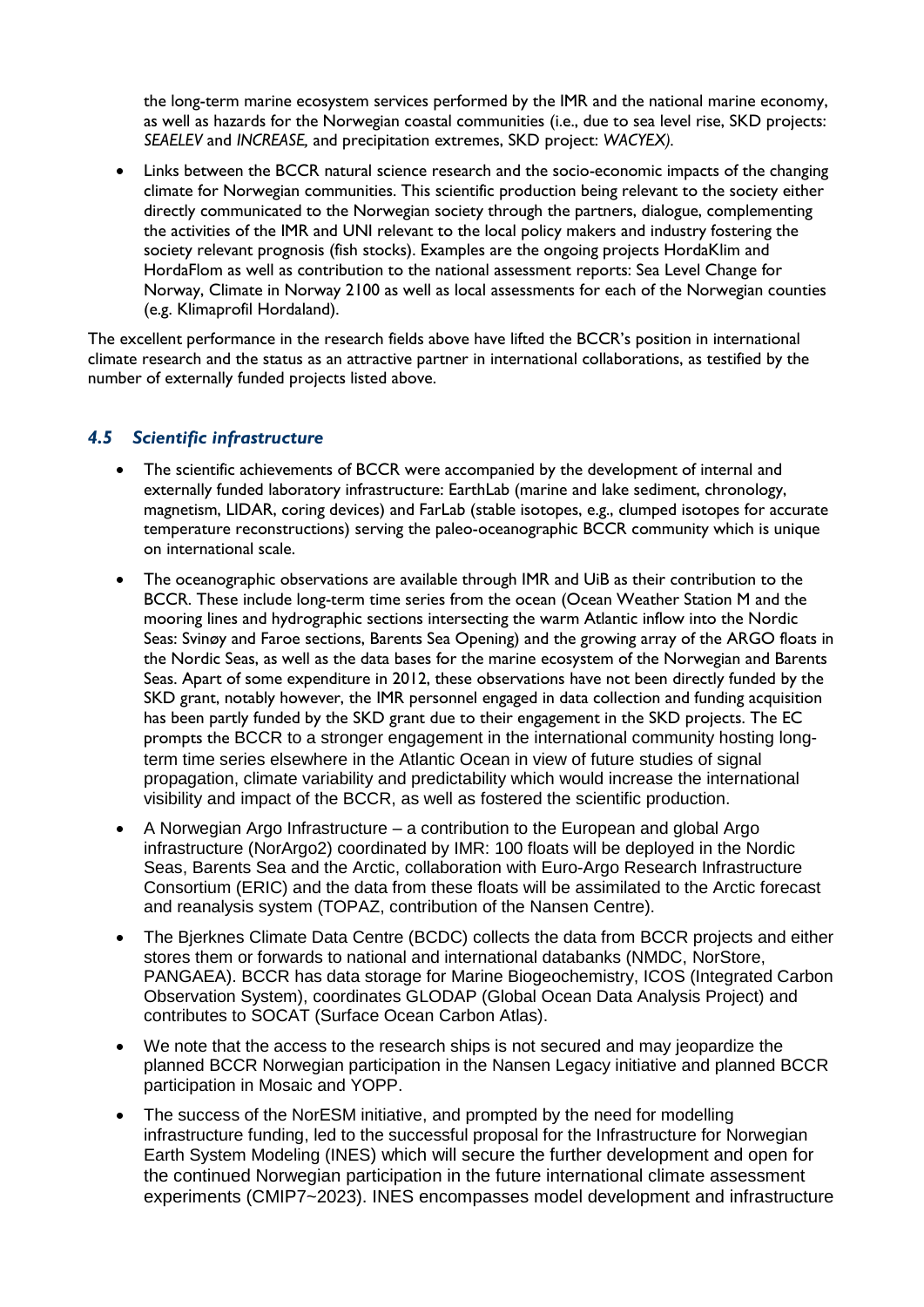the long-term marine ecosystem services performed by the IMR and the national marine economy, as well as hazards for the Norwegian coastal communities (i.e., due to sea level rise, SKD projects: *SEAELEV* and *INCREASE,* and precipitation extremes, SKD project: *WACYEX).*

- Links between the BCCR natural science research and the socio-economic impacts of the changing climate for Norwegian communities. This scientific production being relevant to the society either directly communicated to the Norwegian society through the partners, dialogue, complementing the activities of the IMR and UNI relevant to the local policy makers and industry fostering the society relevant prognosis (fish stocks). Examples are the ongoing projects HordaKlim and HordaFlom as well as contribution to the national assessment reports: Sea Level Change for Norway, Climate in Norway 2100 as well as local assessments for each of the Norwegian counties (e.g. Klimaprofil Hordaland).

The excellent performance in the research fields above have lifted the BCCR's position in international climate research and the status as an attractive partner in international collaborations, as testified by the number of externally funded projects listed above.

### *4.5 Scientific infrastructure*

- The scientific achievements of BCCR were accompanied by the development of internal and externally funded laboratory infrastructure: EarthLab (marine and lake sediment, chronology, magnetism, LIDAR, coring devices) and FarLab (stable isotopes, e.g., clumped isotopes for accurate temperature reconstructions) serving the paleo-oceanographic BCCR community which is unique on international scale.
- The oceanographic observations are available through IMR and UiB as their contribution to the BCCR. These include long-term time series from the ocean (Ocean Weather Station M and the mooring lines and hydrographic sections intersecting the warm Atlantic inflow into the Nordic Seas: Svinøy and Faroe sections, Barents Sea Opening) and the growing array of the ARGO floats in the Nordic Seas, as well as the data bases for the marine ecosystem of the Norwegian and Barents Seas. Apart of some expenditure in 2012, these observations have not been directly funded by the SKD grant, notably however, the IMR personnel engaged in data collection and funding acquisition has been partly funded by the SKD grant due to their engagement in the SKD projects. The EC prompts the BCCR to a stronger engagement in the international community hosting long-term time series elsewhere in the Atlantic Ocean in view of future studies of signal propagation, climate variability and predictability which would increase the international visibility and impact of the BCCR, as well as fostered the scientific production.
- A Norwegian Argo Infrastructure – a contribution to the European and global Argo infrastructure (NorArgo2) coordinated by IMR: 100 floats will be deployed in the Nordic Seas, Barents Sea and the Arctic, collaboration with Euro-Argo Research Infrastructure Consortium (ERIC) and the data from these floats will be assimilated to the Arctic forecast and reanalysis system (TOPAZ, contribution of the Nansen Centre).
- The Bjerknes Climate Data Centre (BCDC) collects the data from BCCR projects and either stores them or forwards to national and international databanks (NMDC, NorStore, PANGAEA). BCCR has data storage for Marine Biogeochemistry, ICOS (Integrated Carbon Observation System), coordinates GLODAP (Global Ocean Data Analysis Project) and contributes to SOCAT (Surface Ocean Carbon Atlas).
- We note that the access to the research ships is not secured and may jeopardize the planned BCCR Norwegian participation in the Nansen Legacy initiative and planned BCCR participation in Mosaic and YOPP.
- The success of the NorESM initiative, and prompted by the need for modelling infrastructure funding, led to the successful proposal for the Infrastructure for Norwegian Earth System Modeling (INES) which will secure the further development and open for the continued Norwegian participation in the future international climate assessment experiments (CMIP7~2023). INES encompasses model development and infrastructure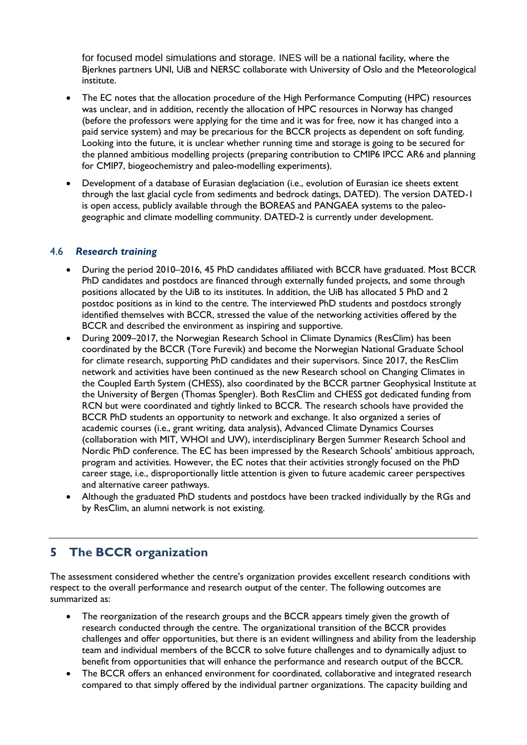for focused model simulations and storage. INES will be a national facility, where the Bjerknes partners UNI, UiB and NERSC collaborate with University of Oslo and the Meteorological institute.

- The EC notes that the allocation procedure of the High Performance Computing (HPC) resources was unclear, and in addition, recently the allocation of HPC resources in Norway has changed (before the professors were applying for the time and it was for free, now it has changed into a paid service system) and may be precarious for the BCCR projects as dependent on soft funding. Looking into the future, it is unclear whether running time and storage is going to be secured for the planned ambitious modelling projects (preparing contribution to CMIP6 IPCC AR6 and planning for CMIP7, biogeochemistry and paleo-modelling experiments).
- Development of a database of Eurasian deglaciation (i.e., evolution of Eurasian ice sheets extent through the last glacial cycle from sediments and bedrock datings, DATED). The version DATED-1 is open access, publicly available through the BOREAS and PANGAEA systems to the paleo-geographic and climate modelling community. DATED-2 is currently under development.

### 4.6 *Research training*

- During the period 2010–2016, 45 PhD candidates affiliated with BCCR have graduated. Most BCCR PhD candidates and postdocs are financed through externally funded projects, and some through positions allocated by the UiB to its institutes. In addition, the UiB has allocated 5 PhD and 2 postdoc positions as in kind to the centre. The interviewed PhD students and postdocs strongly identified themselves with BCCR, stressed the value of the networking activities offered by the BCCR and described the environment as inspiring and supportive.
- During 2009–2017, the Norwegian Research School in Climate Dynamics (ResClim) has been coordinated by the BCCR (Tore Furevik) and become the Norwegian National Graduate School for climate research, supporting PhD candidates and their supervisors. Since 2017, the ResClim network and activities have been continued as the new Research school on Changing Climates in the Coupled Earth System (CHESS), also coordinated by the BCCR partner Geophysical Institute at the University of Bergen (Thomas Spengler). Both ResClim and CHESS got dedicated funding from RCN but were coordinated and tightly linked to BCCR. The research schools have provided the BCCR PhD students an opportunity to network and exchange. It also organized a series of academic courses (i.e., grant writing, data analysis), Advanced Climate Dynamics Courses (collaboration with MIT, WHOI and UW), interdisciplinary Bergen Summer Research School and Nordic PhD conference. The EC has been impressed by the Research Schools' ambitious approach, program and activities. However, the EC notes that their activities strongly focused on the PhD career stage, i.e., disproportionally little attention is given to future academic career perspectives and alternative career pathways.
- Although the graduated PhD students and postdocs have been tracked individually by the RGs and by ResClim, an alumni network is not existing.

## 5 The BCCR organization

The assessment considered whether the centre's organization provides excellent research conditions with respect to the overall performance and research output of the center. The following outcomes are summarized as:

- The reorganization of the research groups and the BCCR appears timely given the growth of research conducted through the centre. The organizational transition of the BCCR provides challenges and offer opportunities, but there is an evident willingness and ability from the leadership team and individual members of the BCCR to solve future challenges and to dynamically adjust to benefit from opportunities that will enhance the performance and research output of the BCCR.
- The BCCR offers an enhanced environment for coordinated, collaborative and integrated research compared to that simply offered by the individual partner organizations. The capacity building and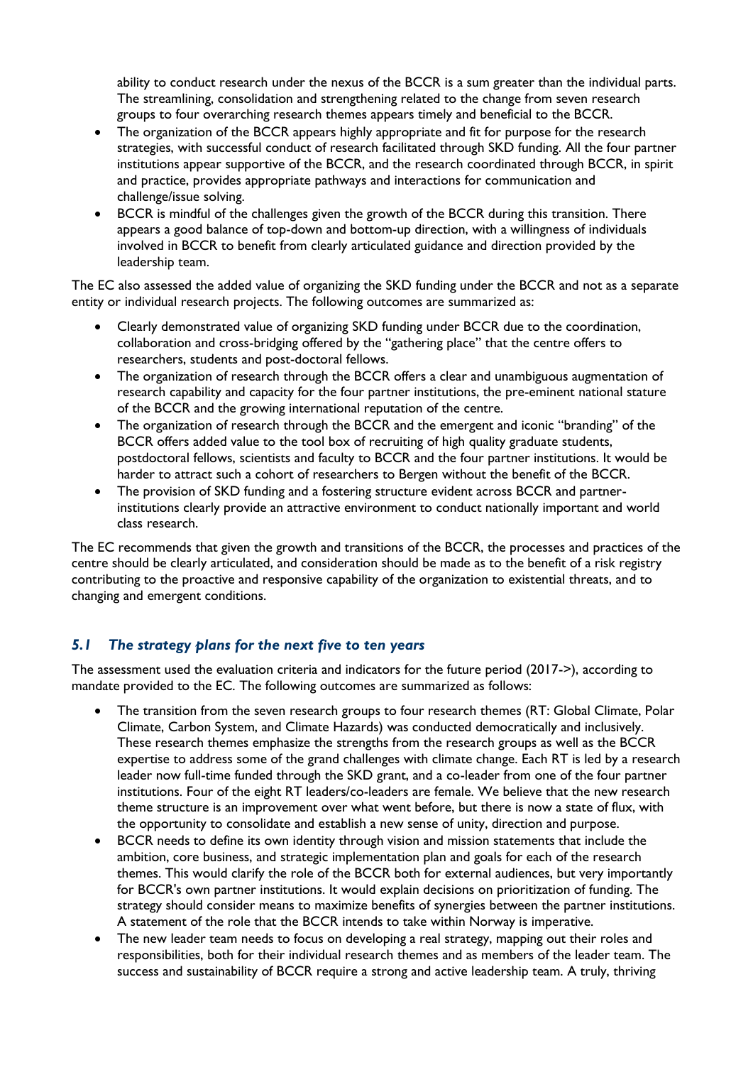ability to conduct research under the nexus of the BCCR is a sum greater than the individual parts. The streamlining, consolidation and strengthening related to the change from seven research groups to four overarching research themes appears timely and beneficial to the BCCR.

- The organization of the BCCR appears highly appropriate and fit for purpose for the research strategies, with successful conduct of research facilitated through SKD funding. All the four partner institutions appear supportive of the BCCR, and the research coordinated through BCCR, in spirit and practice, provides appropriate pathways and interactions for communication and challenge/issue solving.
- BCCR is mindful of the challenges given the growth of the BCCR during this transition. There appears a good balance of top-down and bottom-up direction, with a willingness of individuals involved in BCCR to benefit from clearly articulated guidance and direction provided by the leadership team.

The EC also assessed the added value of organizing the SKD funding under the BCCR and not as a separate entity or individual research projects. The following outcomes are summarized as:

- Clearly demonstrated value of organizing SKD funding under BCCR due to the coordination, collaboration and cross-bridging offered by the "gathering place" that the centre offers to researchers, students and post-doctoral fellows.
- The organization of research through the BCCR offers a clear and unambiguous augmentation of research capability and capacity for the four partner institutions, the pre-eminent national stature of the BCCR and the growing international reputation of the centre.
- The organization of research through the BCCR and the emergent and iconic "branding" of the BCCR offers added value to the tool box of recruiting of high quality graduate students, postdoctoral fellows, scientists and faculty to BCCR and the four partner institutions. It would be harder to attract such a cohort of researchers to Bergen without the benefit of the BCCR.
- The provision of SKD funding and a fostering structure evident across BCCR and partner-institutions clearly provide an attractive environment to conduct nationally important and world class research.

The EC recommends that given the growth and transitions of the BCCR, the processes and practices of the centre should be clearly articulated, and consideration should be made as to the benefit of a risk registry contributing to the proactive and responsive capability of the organization to existential threats, and to changing and emergent conditions.

### *5.1 The strategy plans for the next five to ten years*

The assessment used the evaluation criteria and indicators for the future period (2017->), according to mandate provided to the EC. The following outcomes are summarized as follows:

- The transition from the seven research groups to four research themes (RT: Global Climate, Polar Climate, Carbon System, and Climate Hazards) was conducted democratically and inclusively. These research themes emphasize the strengths from the research groups as well as the BCCR expertise to address some of the grand challenges with climate change. Each RT is led by a research leader now full-time funded through the SKD grant, and a co-leader from one of the four partner institutions. Four of the eight RT leaders/co-leaders are female. We believe that the new research theme structure is an improvement over what went before, but there is now a state of flux, with the opportunity to consolidate and establish a new sense of unity, direction and purpose.
- BCCR needs to define its own identity through vision and mission statements that include the ambition, core business, and strategic implementation plan and goals for each of the research themes. This would clarify the role of the BCCR both for external audiences, but very importantly for BCCR's own partner institutions. It would explain decisions on prioritization of funding. The strategy should consider means to maximize benefits of synergies between the partner institutions. A statement of the role that the BCCR intends to take within Norway is imperative.
- The new leader team needs to focus on developing a real strategy, mapping out their roles and responsibilities, both for their individual research themes and as members of the leader team. The success and sustainability of BCCR require a strong and active leadership team. A truly, thriving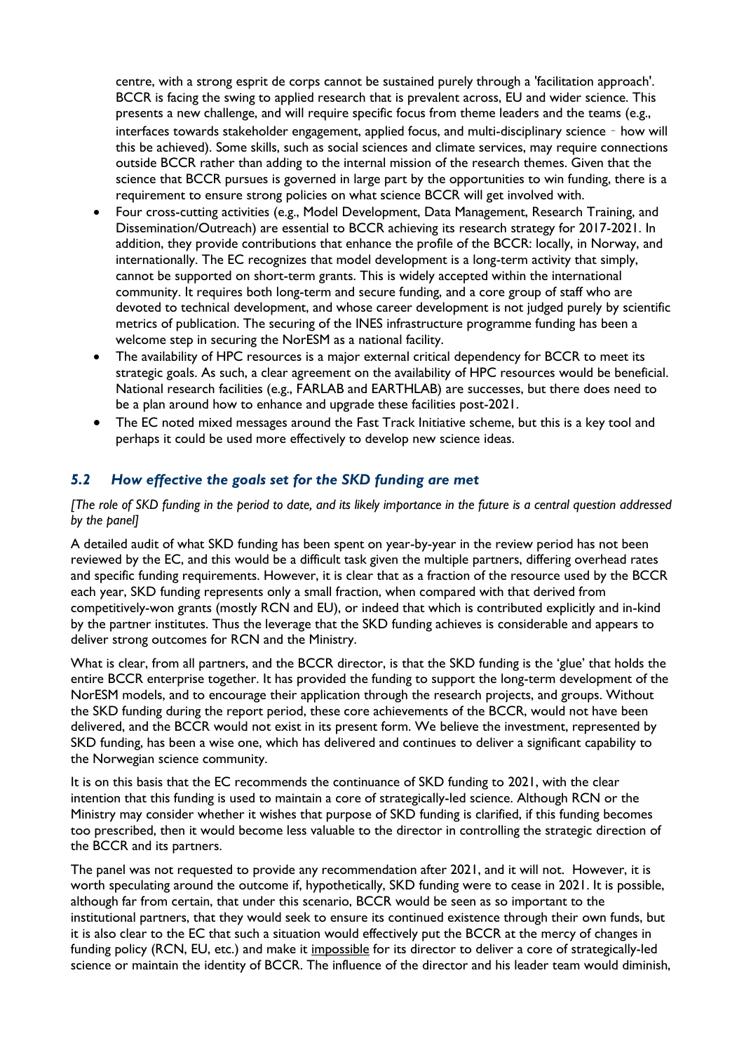centre, with a strong esprit de corps cannot be sustained purely through a 'facilitation approach'. BCCR is facing the swing to applied research that is prevalent across, EU and wider science. This presents a new challenge, and will require specific focus from theme leaders and the teams (e.g., interfaces towards stakeholder engagement, applied focus, and multi-disciplinary science – how will this be achieved). Some skills, such as social sciences and climate services, may require connections outside BCCR rather than adding to the internal mission of the research themes. Given that the science that BCCR pursues is governed in large part by the opportunities to win funding, there is a requirement to ensure strong policies on what science BCCR will get involved with.

- Four cross-cutting activities (e.g., Model Development, Data Management, Research Training, and Dissemination/Outreach) are essential to BCCR achieving its research strategy for 2017-2021. In addition, they provide contributions that enhance the profile of the BCCR: locally, in Norway, and internationally. The EC recognizes that model development is a long-term activity that simply, cannot be supported on short-term grants. This is widely accepted within the international community. It requires both long-term and secure funding, and a core group of staff who are devoted to technical development, and whose career development is not judged purely by scientific metrics of publication. The securing of the INES infrastructure programme funding has been a welcome step in securing the NorESM as a national facility.
- The availability of HPC resources is a major external critical dependency for BCCR to meet its strategic goals. As such, a clear agreement on the availability of HPC resources would be beneficial. National research facilities (e.g., FARLAB and EARTHLAB) are successes, but there does need to be a plan around how to enhance and upgrade these facilities post-2021.
- The EC noted mixed messages around the Fast Track Initiative scheme, but this is a key tool and perhaps it could be used more effectively to develop new science ideas.

## *5.2 How effective the goals set for the SKD funding are met*

*[The role of SKD funding in the period to date, and its likely importance in the future is a central question addressed by the panel]*

A detailed audit of what SKD funding has been spent on year-by-year in the review period has not been reviewed by the EC, and this would be a difficult task given the multiple partners, differing overhead rates and specific funding requirements. However, it is clear that as a fraction of the resource used by the BCCR each year, SKD funding represents only a small fraction, when compared with that derived from competitively-won grants (mostly RCN and EU), or indeed that which is contributed explicitly and in-kind by the partner institutes. Thus the leverage that the SKD funding achieves is considerable and appears to deliver strong outcomes for RCN and the Ministry.

What is clear, from all partners, and the BCCR director, is that the SKD funding is the 'glue' that holds the entire BCCR enterprise together. It has provided the funding to support the long-term development of the NorESM models, and to encourage their application through the research projects, and groups. Without the SKD funding during the report period, these core achievements of the BCCR, would not have been delivered, and the BCCR would not exist in its present form. We believe the investment, represented by SKD funding, has been a wise one, which has delivered and continues to deliver a significant capability to the Norwegian science community.

It is on this basis that the EC recommends the continuance of SKD funding to 2021, with the clear intention that this funding is used to maintain a core of strategically-led science. Although RCN or the Ministry may consider whether it wishes that purpose of SKD funding is clarified, if this funding becomes too prescribed, then it would become less valuable to the director in controlling the strategic direction of the BCCR and its partners.

The panel was not requested to provide any recommendation after 2021, and it will not. However, it is worth speculating around the outcome if, hypothetically, SKD funding were to cease in 2021. It is possible, although far from certain, that under this scenario, BCCR would be seen as so important to the institutional partners, that they would seek to ensure its continued existence through their own funds, but it is also clear to the EC that such a situation would effectively put the BCCR at the mercy of changes in funding policy (RCN, EU, etc.) and make it impossible for its director to deliver a core of strategically-led science or maintain the identity of BCCR. The influence of the director and his leader team would diminish,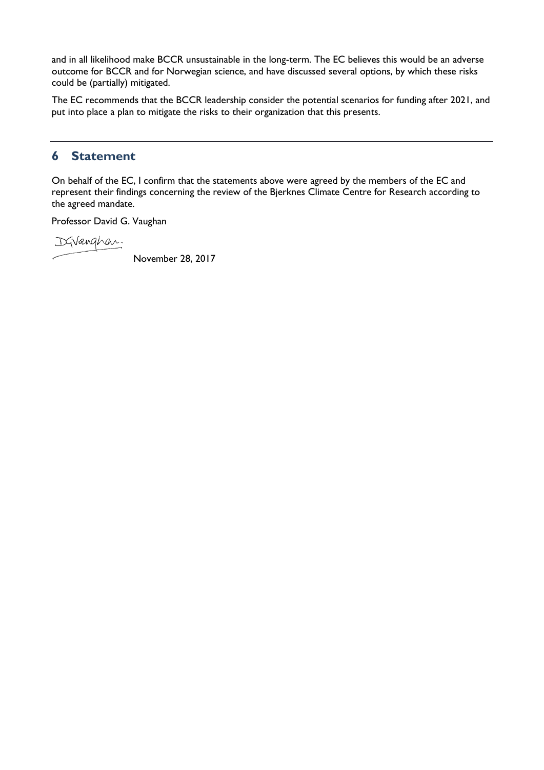and in all likelihood make BCCR unsustainable in the long-term. The EC believes this would be an adverse outcome for BCCR and for Norwegian science, and have discussed several options, by which these risks could be (partially) mitigated.

The EC recommends that the BCCR leadership consider the potential scenarios for funding after 2021, and put into place a plan to mitigate the risks to their organization that this presents.

---

## 6 Statement

On behalf of the EC, I confirm that the statements above were agreed by the members of the EC and represent their findings concerning the review of the Bjerknes Climate Centre for Research according to the agreed mandate.

Professor David G. Vaughan

DGVaughan

November 28, 2017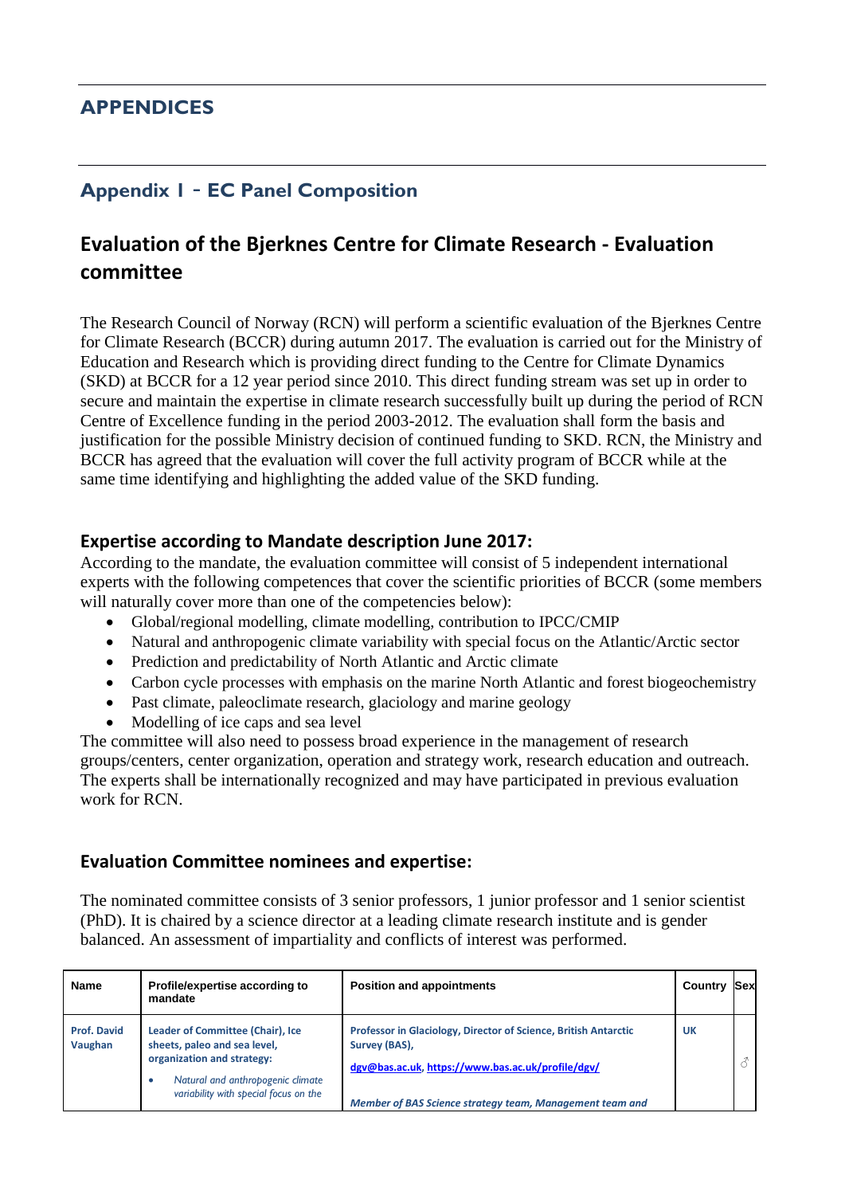# APPENDICES

## Appendix I - EC Panel Composition

## Evaluation of the Bjerknes Centre for Climate Research - Evaluation committee

The Research Council of Norway (RCN) will perform a scientific evaluation of the Bjerknes Centre for Climate Research (BCCR) during autumn 2017. The evaluation is carried out for the Ministry of Education and Research which is providing direct funding to the Centre for Climate Dynamics (SKD) at BCCR for a 12 year period since 2010. This direct funding stream was set up in order to secure and maintain the expertise in climate research successfully built up during the period of RCN Centre of Excellence funding in the period 2003-2012. The evaluation shall form the basis and justification for the possible Ministry decision of continued funding to SKD. RCN, the Ministry and BCCR has agreed that the evaluation will cover the full activity program of BCCR while at the same time identifying and highlighting the added value of the SKD funding.

### Expertise according to Mandate description June 2017:

According to the mandate, the evaluation committee will consist of 5 independent international experts with the following competences that cover the scientific priorities of BCCR (some members will naturally cover more than one of the competencies below):

- Global/regional modelling, climate modelling, contribution to IPCC/CMIP
- Natural and anthropogenic climate variability with special focus on the Atlantic/Arctic sector
- Prediction and predictability of North Atlantic and Arctic climate
- Carbon cycle processes with emphasis on the marine North Atlantic and forest biogeochemistry
- Past climate, paleoclimate research, glaciology and marine geology
- Modelling of ice caps and sea level

The committee will also need to possess broad experience in the management of research groups/centers, center organization, operation and strategy work, research education and outreach. The experts shall be internationally recognized and may have participated in previous evaluation work for RCN.

### Evaluation Committee nominees and expertise:

The nominated committee consists of 3 senior professors, 1 junior professor and 1 senior scientist (PhD). It is chaired by a science director at a leading climate research institute and is gender balanced. An assessment of impartiality and conflicts of interest was performed.

| Name | Profile/expertise according to mandate | Position and appointments | Country | Sex |
|---|---|---|---|---|
| **Prof. David Vaughan** | **Leader of Committee (Chair), Ice sheets, paleo and sea level, organization and strategy:**<br>• *Natural and anthropogenic climate variability with special focus on the* | **Professor in Glaciology, Director of Science, British Antarctic Survey (BAS),**<br>**dgv@bas.ac.uk, https://www.bas.ac.uk/profile/dgv/**<br>***Member of BAS Science strategy team, Management team and*** | **UK** | ♂ |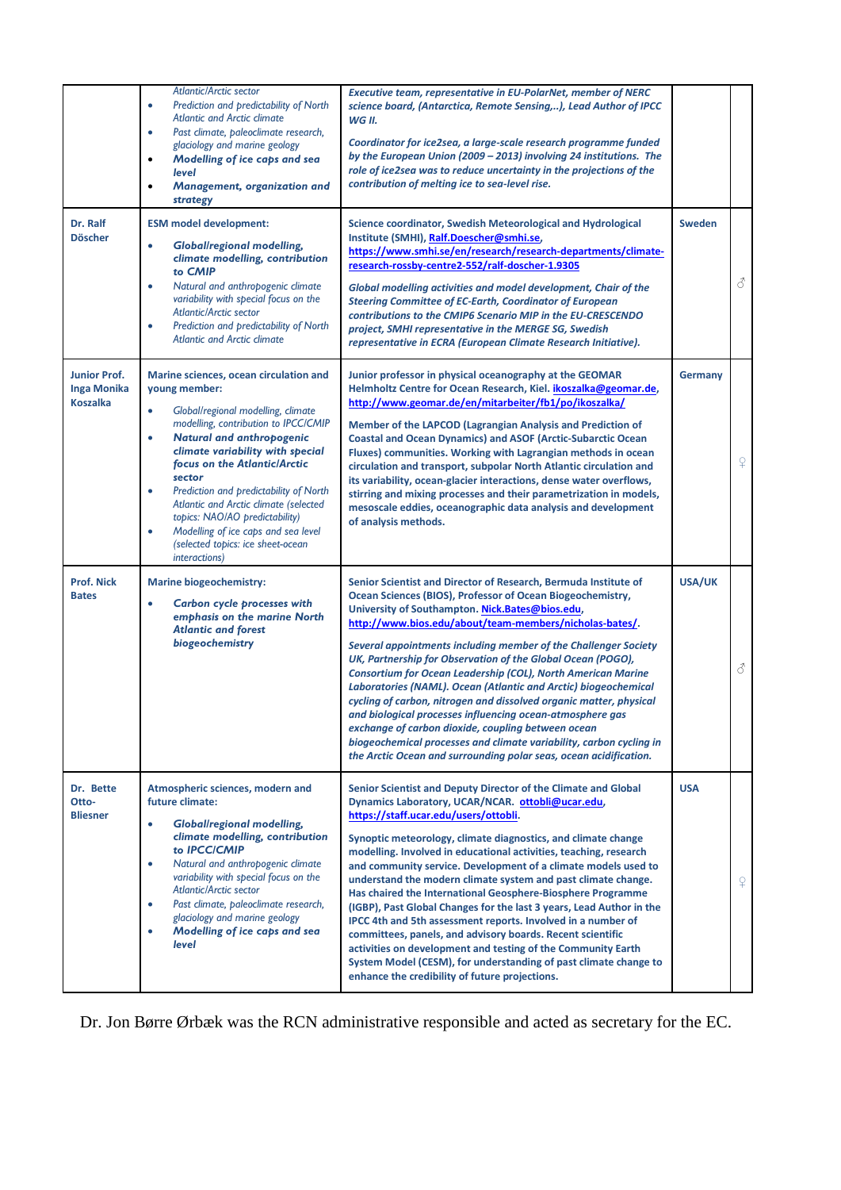| | | | | |
|---|---|---|---|---|
| | *Atlantic/Arctic sector*<br>• *Prediction and predictability of North Atlantic and Arctic climate*<br>• *Past climate, paleoclimate research, glaciology and marine geology*<br>• ***Modelling of ice caps and sea level***<br>• ***Management, organization and strategy*** | ***Executive team, representative in EU-PolarNet, member of NERC science board, (Antarctica, Remote Sensing,..), Lead Author of IPCC WG II.***<br><br>***Coordinator for ice2sea, a large-scale research programme funded by the European Union (2009 – 2013) involving 24 institutions. The role of ice2sea was to reduce uncertainty in the projections of the contribution of melting ice to sea-level rise.*** | | |
| **Dr. Ralf Döscher** | **ESM model development:**<br>• ***Global/regional modelling, climate modelling, contribution to CMIP***<br>• *Natural and anthropogenic climate variability with special focus on the Atlantic/Arctic sector*<br>• *Prediction and predictability of North Atlantic and Arctic climate* | **Science coordinator, Swedish Meteorological and Hydrological Institute (SMHI), Ralf.Doescher@smhi.se, https://www.smhi.se/en/research/research-departments/climate-research-rossby-centre2-552/ralf-doscher-1.9305**<br><br>***Global modelling activities and model development, Chair of the Steering Committee of EC-Earth, Coordinator of European contributions to the CMIP6 Scenario MIP in the EU-CRESCENDO project, SMHI representative in the MERGE SG, Swedish representative in ECRA (European Climate Research Initiative).*** | **Sweden** | ♂ |
| **Junior Prof. Inga Monika Koszalka** | **Marine sciences, ocean circulation and young member:**<br>• *Global/regional modelling, climate modelling, contribution to IPCC/CMIP*<br>• ***Natural and anthropogenic climate variability with special focus on the Atlantic/Arctic sector***<br>• *Prediction and predictability of North Atlantic and Arctic climate (selected topics: NAO/AO predictability)*<br>• *Modelling of ice caps and sea level (selected topics: ice sheet-ocean interactions)* | **Junior professor in physical oceanography at the GEOMAR Helmholtz Centre for Ocean Research, Kiel. ikoszalka@geomar.de, http://www.geomar.de/en/mitarbeiter/fb1/po/ikoszalka/**<br><br>**Member of the LAPCOD (Lagrangian Analysis and Prediction of Coastal and Ocean Dynamics) and ASOF (Arctic-Subarctic Ocean Fluxes) communities. Working with Lagrangian methods in ocean circulation and transport, subpolar North Atlantic circulation and its variability, ocean-glacier interactions, dense water overflows, stirring and mixing processes and their parametrization in models, mesoscale eddies, oceanographic data analysis and development of analysis methods.** | **Germany** | ♀ |
| **Prof. Nick Bates** | **Marine biogeochemistry:**<br>• ***Carbon cycle processes with emphasis on the marine North Atlantic and forest biogeochemistry*** | **Senior Scientist and Director of Research, Bermuda Institute of Ocean Sciences (BIOS), Professor of Ocean Biogeochemistry, University of Southampton. Nick.Bates@bios.edu, http://www.bios.edu/about/team-members/nicholas-bates/.**<br><br>***Several appointments including member of the Challenger Society UK, Partnership for Observation of the Global Ocean (POGO), Consortium for Ocean Leadership (COL), North American Marine Laboratories (NAML). Ocean (Atlantic and Arctic) biogeochemical cycling of carbon, nitrogen and dissolved organic matter, physical and biological processes influencing ocean-atmosphere gas exchange of carbon dioxide, coupling between ocean biogeochemical processes and climate variability, carbon cycling in the Arctic Ocean and surrounding polar seas, ocean acidification.*** | **USA/UK** | ♂ |
| **Dr. Bette Otto-Bliesner** | **Atmospheric sciences, modern and future climate:**<br>• ***Global/regional modelling, climate modelling, contribution to IPCC/CMIP***<br>• *Natural and anthropogenic climate variability with special focus on the Atlantic/Arctic sector*<br>• *Past climate, paleoclimate research, glaciology and marine geology*<br>• ***Modelling of ice caps and sea level*** | **Senior Scientist and Deputy Director of the Climate and Global Dynamics Laboratory, UCAR/NCAR. ottobli@ucar.edu, https://staff.ucar.edu/users/ottobli.**<br><br>**Synoptic meteorology, climate diagnostics, and climate change modelling. Involved in educational activities, teaching, research and community service. Development of a climate models used to understand the modern climate system and past climate change. Has chaired the International Geosphere-Biosphere Programme (IGBP), Past Global Changes for the last 3 years, Lead Author in the IPCC 4th and 5th assessment reports. Involved in a number of committees, panels, and advisory boards. Recent scientific activities on development and testing of the Community Earth System Model (CESM), for understanding of past climate change to enhance the credibility of future projections.** | **USA** | ♀ |

Dr. Jon Børre Ørbæk was the RCN administrative responsible and acted as secretary for the EC.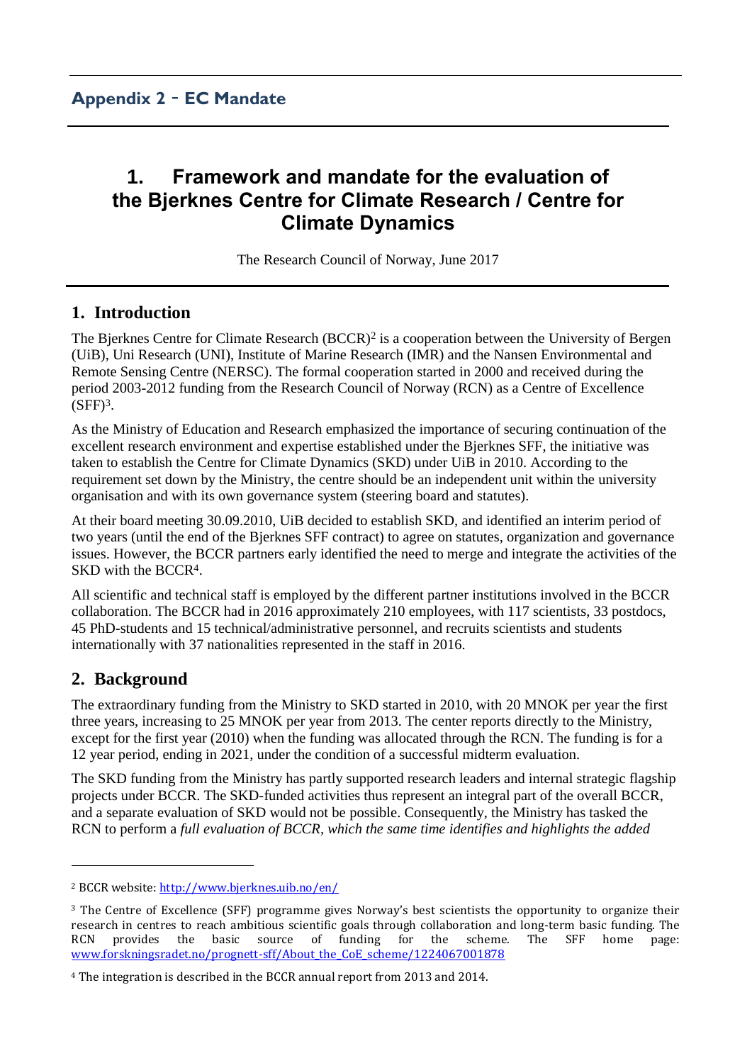## Appendix 2 - EC Mandate

# 1. Framework and mandate for the evaluation of the Bjerknes Centre for Climate Research / Centre for Climate Dynamics

The Research Council of Norway, June 2017

## 1. Introduction

The Bjerknes Centre for Climate Research (BCCR)[2] is a cooperation between the University of Bergen (UiB), Uni Research (UNI), Institute of Marine Research (IMR) and the Nansen Environmental and Remote Sensing Centre (NERSC). The formal cooperation started in 2000 and received during the period 2003-2012 funding from the Research Council of Norway (RCN) as a Centre of Excellence (SFF)[3].

As the Ministry of Education and Research emphasized the importance of securing continuation of the excellent research environment and expertise established under the Bjerknes SFF, the initiative was taken to establish the Centre for Climate Dynamics (SKD) under UiB in 2010. According to the requirement set down by the Ministry, the centre should be an independent unit within the university organisation and with its own governance system (steering board and statutes).

At their board meeting 30.09.2010, UiB decided to establish SKD, and identified an interim period of two years (until the end of the Bjerknes SFF contract) to agree on statutes, organization and governance issues. However, the BCCR partners early identified the need to merge and integrate the activities of the SKD with the BCCR[4].

All scientific and technical staff is employed by the different partner institutions involved in the BCCR collaboration. The BCCR had in 2016 approximately 210 employees, with 117 scientists, 33 postdocs, 45 PhD-students and 15 technical/administrative personnel, and recruits scientists and students internationally with 37 nationalities represented in the staff in 2016.

## 2. Background

The extraordinary funding from the Ministry to SKD started in 2010, with 20 MNOK per year the first three years, increasing to 25 MNOK per year from 2013. The center reports directly to the Ministry, except for the first year (2010) when the funding was allocated through the RCN. The funding is for a 12 year period, ending in 2021, under the condition of a successful midterm evaluation.

The SKD funding from the Ministry has partly supported research leaders and internal strategic flagship projects under BCCR. The SKD-funded activities thus represent an integral part of the overall BCCR, and a separate evaluation of SKD would not be possible. Consequently, the Ministry has tasked the RCN to perform a *full evaluation of BCCR, which the same time identifies and highlights the added*

---

[2] BCCR website: http://www.bjerknes.uib.no/en/

[3] The Centre of Excellence (SFF) programme gives Norway's best scientists the opportunity to organize their research in centres to reach ambitious scientific goals through collaboration and long-term basic funding. The RCN provides the basic source of funding for the scheme. The SFF home page: www.forskningsradet.no/prognett-sff/About_the_CoE_scheme/1224067001878

[4] The integration is described in the BCCR annual report from 2013 and 2014.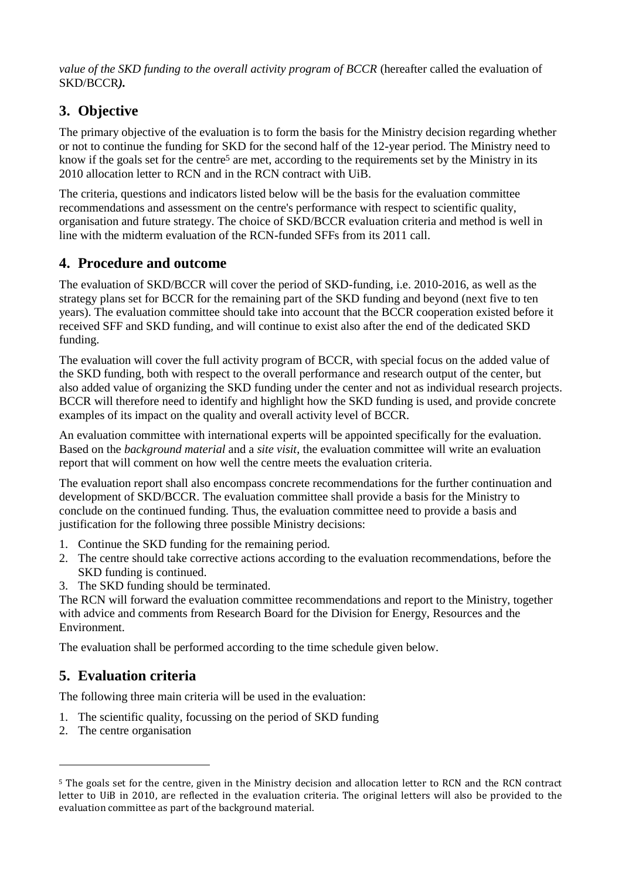*value of the SKD funding to the overall activity program of BCCR* (hereafter called the evaluation of SKD/BCCR***).***

## 3. Objective

The primary objective of the evaluation is to form the basis for the Ministry decision regarding whether or not to continue the funding for SKD for the second half of the 12-year period. The Ministry need to know if the goals set for the centre[5] are met, according to the requirements set by the Ministry in its 2010 allocation letter to RCN and in the RCN contract with UiB.

The criteria, questions and indicators listed below will be the basis for the evaluation committee recommendations and assessment on the centre's performance with respect to scientific quality, organisation and future strategy. The choice of SKD/BCCR evaluation criteria and method is well in line with the midterm evaluation of the RCN-funded SFFs from its 2011 call.

## 4. Procedure and outcome

The evaluation of SKD/BCCR will cover the period of SKD-funding, i.e. 2010-2016, as well as the strategy plans set for BCCR for the remaining part of the SKD funding and beyond (next five to ten years). The evaluation committee should take into account that the BCCR cooperation existed before it received SFF and SKD funding, and will continue to exist also after the end of the dedicated SKD funding.

The evaluation will cover the full activity program of BCCR, with special focus on the added value of the SKD funding, both with respect to the overall performance and research output of the center, but also added value of organizing the SKD funding under the center and not as individual research projects. BCCR will therefore need to identify and highlight how the SKD funding is used, and provide concrete examples of its impact on the quality and overall activity level of BCCR.

An evaluation committee with international experts will be appointed specifically for the evaluation. Based on the *background material* and a *site visit*, the evaluation committee will write an evaluation report that will comment on how well the centre meets the evaluation criteria.

The evaluation report shall also encompass concrete recommendations for the further continuation and development of SKD/BCCR. The evaluation committee shall provide a basis for the Ministry to conclude on the continued funding. Thus, the evaluation committee need to provide a basis and justification for the following three possible Ministry decisions:

1. Continue the SKD funding for the remaining period.
2. The centre should take corrective actions according to the evaluation recommendations, before the SKD funding is continued.
3. The SKD funding should be terminated.

The RCN will forward the evaluation committee recommendations and report to the Ministry, together with advice and comments from Research Board for the Division for Energy, Resources and the Environment.

The evaluation shall be performed according to the time schedule given below.

## 5. Evaluation criteria

The following three main criteria will be used in the evaluation:

1. The scientific quality, focussing on the period of SKD funding
2. The centre organisation

---

[5] The goals set for the centre, given in the Ministry decision and allocation letter to RCN and the RCN contract letter to UiB in 2010, are reflected in the evaluation criteria. The original letters will also be provided to the evaluation committee as part of the background material.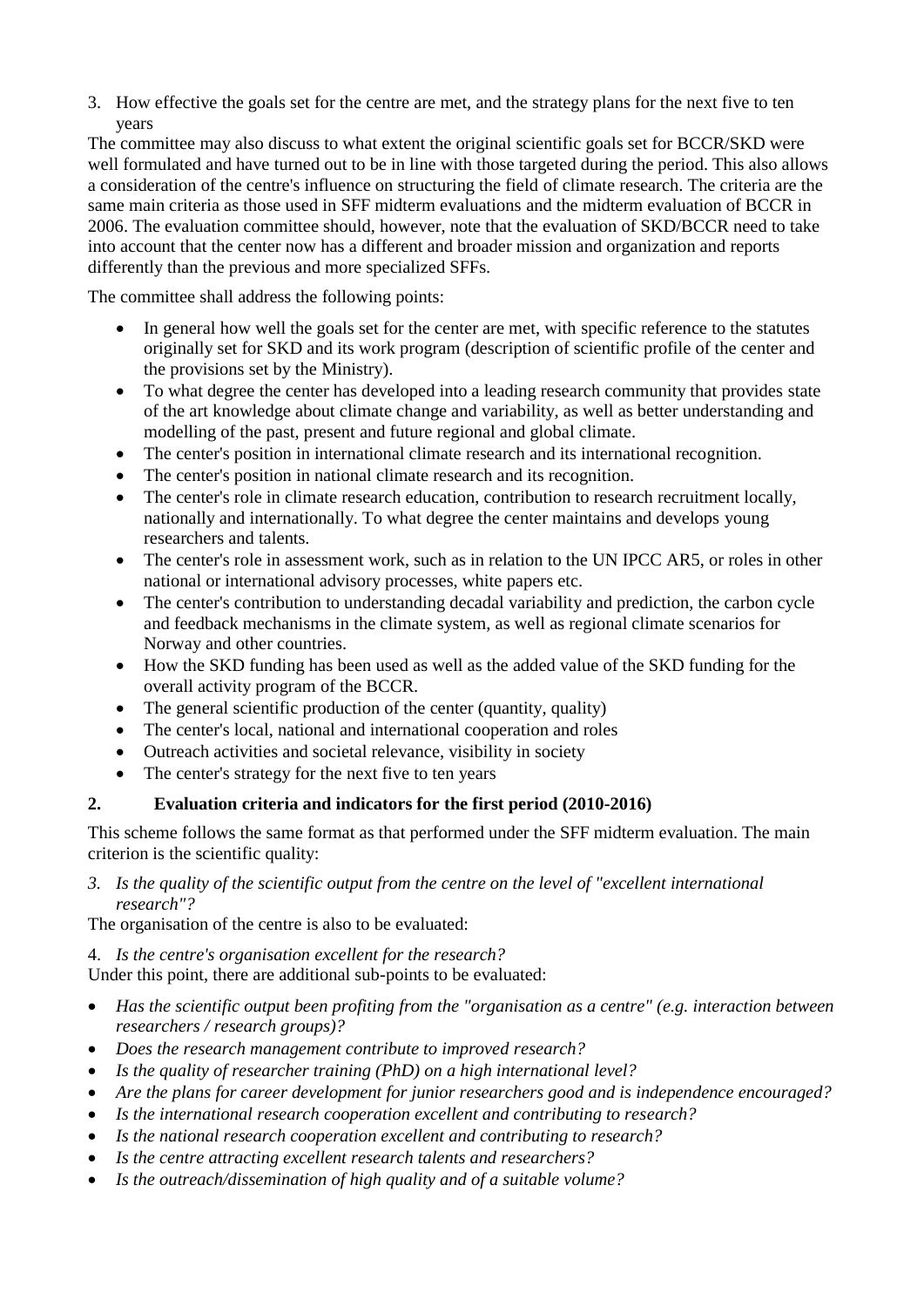3. How effective the goals set for the centre are met, and the strategy plans for the next five to ten years

The committee may also discuss to what extent the original scientific goals set for BCCR/SKD were well formulated and have turned out to be in line with those targeted during the period. This also allows a consideration of the centre's influence on structuring the field of climate research. The criteria are the same main criteria as those used in SFF midterm evaluations and the midterm evaluation of BCCR in 2006. The evaluation committee should, however, note that the evaluation of SKD/BCCR need to take into account that the center now has a different and broader mission and organization and reports differently than the previous and more specialized SFFs.

The committee shall address the following points:

- In general how well the goals set for the center are met, with specific reference to the statutes originally set for SKD and its work program (description of scientific profile of the center and the provisions set by the Ministry).
- To what degree the center has developed into a leading research community that provides state of the art knowledge about climate change and variability, as well as better understanding and modelling of the past, present and future regional and global climate.
- The center's position in international climate research and its international recognition.
- The center's position in national climate research and its recognition.
- The center's role in climate research education, contribution to research recruitment locally, nationally and internationally. To what degree the center maintains and develops young researchers and talents.
- The center's role in assessment work, such as in relation to the UN IPCC AR5, or roles in other national or international advisory processes, white papers etc.
- The center's contribution to understanding decadal variability and prediction, the carbon cycle and feedback mechanisms in the climate system, as well as regional climate scenarios for Norway and other countries.
- How the SKD funding has been used as well as the added value of the SKD funding for the overall activity program of the BCCR.
- The general scientific production of the center (quantity, quality)
- The center's local, national and international cooperation and roles
- Outreach activities and societal relevance, visibility in society
- The center's strategy for the next five to ten years

## 2. Evaluation criteria and indicators for the first period (2010-2016)

This scheme follows the same format as that performed under the SFF midterm evaluation. The main criterion is the scientific quality:

3. *Is the quality of the scientific output from the centre on the level of "excellent international research"?*

The organisation of the centre is also to be evaluated:

4. *Is the centre's organisation excellent for the research?*

Under this point, there are additional sub-points to be evaluated:

- *Has the scientific output been profiting from the "organisation as a centre" (e.g. interaction between researchers / research groups)?*
- *Does the research management contribute to improved research?*
- *Is the quality of researcher training (PhD) on a high international level?*
- *Are the plans for career development for junior researchers good and is independence encouraged?*
- *Is the international research cooperation excellent and contributing to research?*
- *Is the national research cooperation excellent and contributing to research?*
- *Is the centre attracting excellent research talents and researchers?*
- *Is the outreach/dissemination of high quality and of a suitable volume?*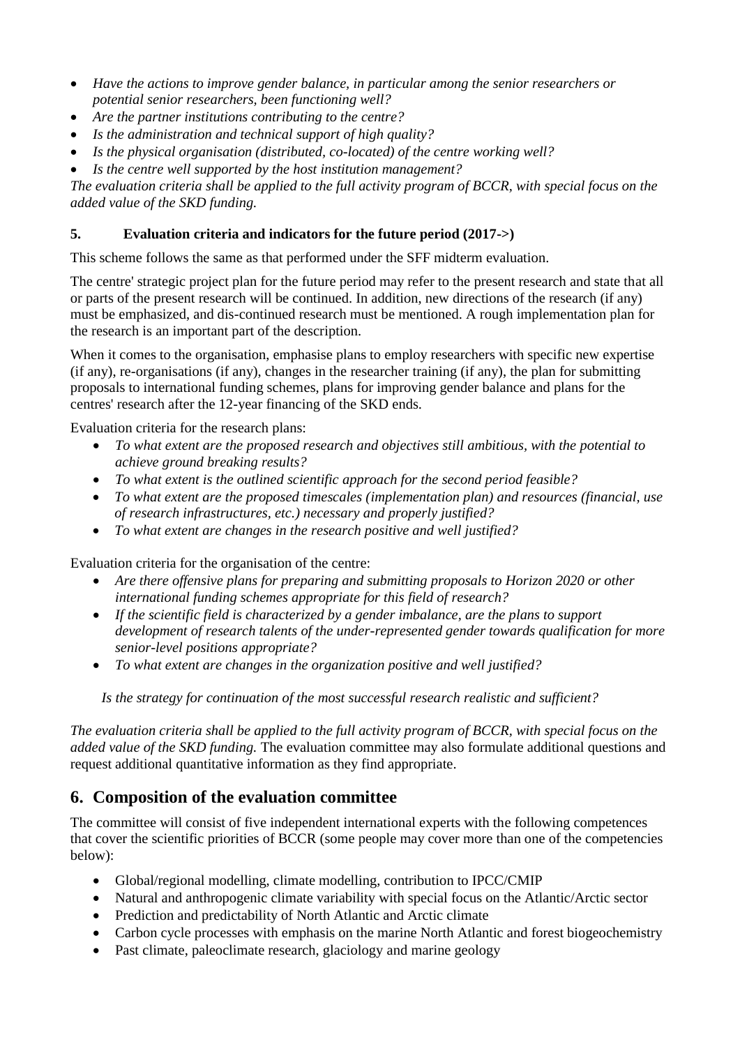- *Have the actions to improve gender balance, in particular among the senior researchers or potential senior researchers, been functioning well?*
- *Are the partner institutions contributing to the centre?*
- *Is the administration and technical support of high quality?*
- *Is the physical organisation (distributed, co-located) of the centre working well?*
- *Is the centre well supported by the host institution management?*

*The evaluation criteria shall be applied to the full activity program of BCCR, with special focus on the added value of the SKD funding.*

**5. Evaluation criteria and indicators for the future period (2017->)**

This scheme follows the same as that performed under the SFF midterm evaluation.

The centre' strategic project plan for the future period may refer to the present research and state that all or parts of the present research will be continued. In addition, new directions of the research (if any) must be emphasized, and dis-continued research must be mentioned. A rough implementation plan for the research is an important part of the description.

When it comes to the organisation, emphasise plans to employ researchers with specific new expertise (if any), re-organisations (if any), changes in the researcher training (if any), the plan for submitting proposals to international funding schemes, plans for improving gender balance and plans for the centres' research after the 12-year financing of the SKD ends.

Evaluation criteria for the research plans:

- *To what extent are the proposed research and objectives still ambitious, with the potential to achieve ground breaking results?*
- *To what extent is the outlined scientific approach for the second period feasible?*
- *To what extent are the proposed timescales (implementation plan) and resources (financial, use of research infrastructures, etc.) necessary and properly justified?*
- *To what extent are changes in the research positive and well justified?*

Evaluation criteria for the organisation of the centre:

- *Are there offensive plans for preparing and submitting proposals to Horizon 2020 or other international funding schemes appropriate for this field of research?*
- *If the scientific field is characterized by a gender imbalance, are the plans to support development of research talents of the under-represented gender towards qualification for more senior-level positions appropriate?*
- *To what extent are changes in the organization positive and well justified?*

*Is the strategy for continuation of the most successful research realistic and sufficient?*

*The evaluation criteria shall be applied to the full activity program of BCCR, with special focus on the added value of the SKD funding.* The evaluation committee may also formulate additional questions and request additional quantitative information as they find appropriate.

## 6. Composition of the evaluation committee

The committee will consist of five independent international experts with the following competences that cover the scientific priorities of BCCR (some people may cover more than one of the competencies below):

- Global/regional modelling, climate modelling, contribution to IPCC/CMIP
- Natural and anthropogenic climate variability with special focus on the Atlantic/Arctic sector
- Prediction and predictability of North Atlantic and Arctic climate
- Carbon cycle processes with emphasis on the marine North Atlantic and forest biogeochemistry
- Past climate, paleoclimate research, glaciology and marine geology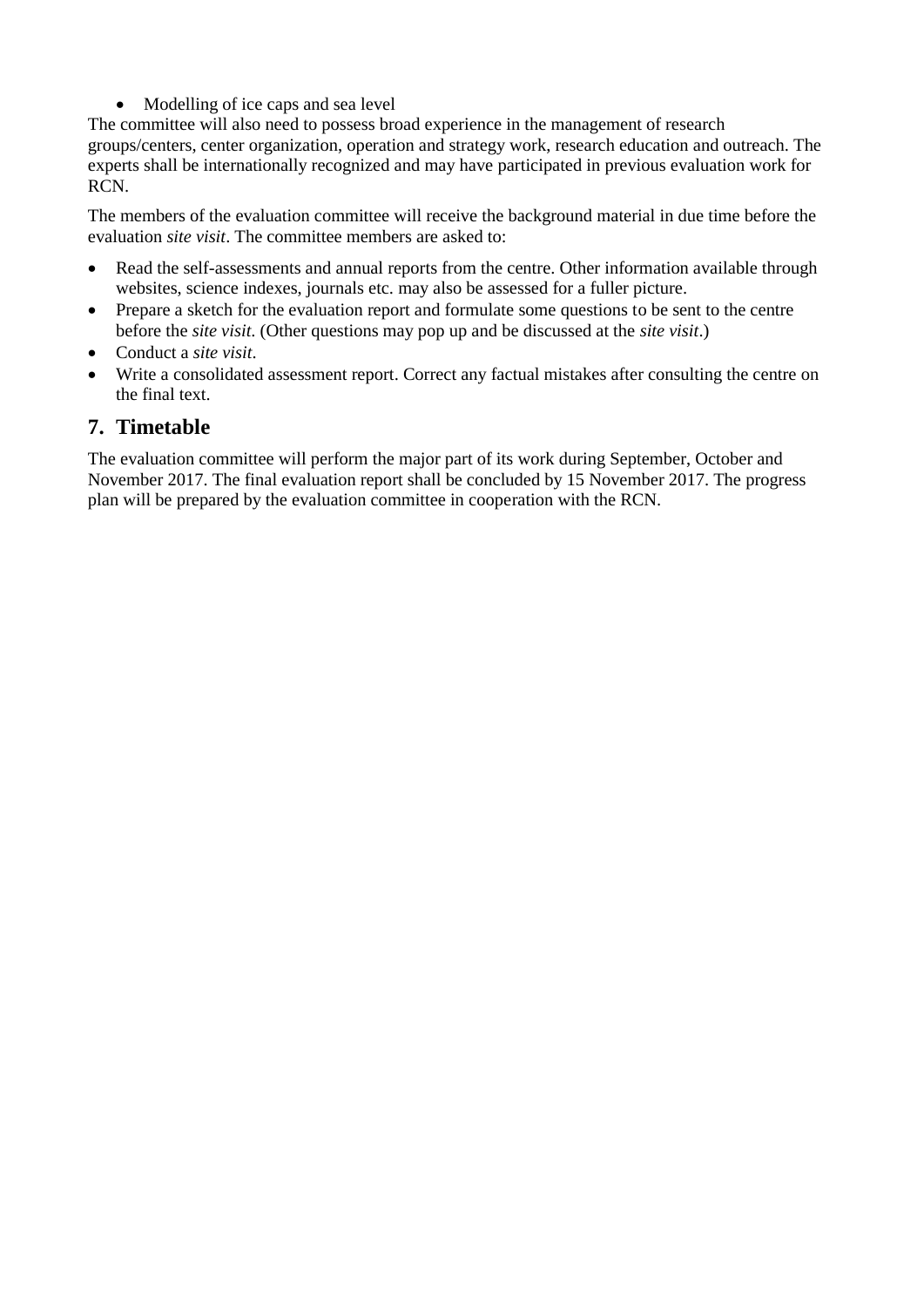- Modelling of ice caps and sea level

The committee will also need to possess broad experience in the management of research groups/centers, center organization, operation and strategy work, research education and outreach. The experts shall be internationally recognized and may have participated in previous evaluation work for RCN.

The members of the evaluation committee will receive the background material in due time before the evaluation *site visit*. The committee members are asked to:

- Read the self-assessments and annual reports from the centre. Other information available through websites, science indexes, journals etc. may also be assessed for a fuller picture.
- Prepare a sketch for the evaluation report and formulate some questions to be sent to the centre before the *site visit*. (Other questions may pop up and be discussed at the *site visit*.)
- Conduct a *site visit*.
- Write a consolidated assessment report. Correct any factual mistakes after consulting the centre on the final text.

## 7. Timetable

The evaluation committee will perform the major part of its work during September, October and November 2017. The final evaluation report shall be concluded by 15 November 2017. The progress plan will be prepared by the evaluation committee in cooperation with the RCN.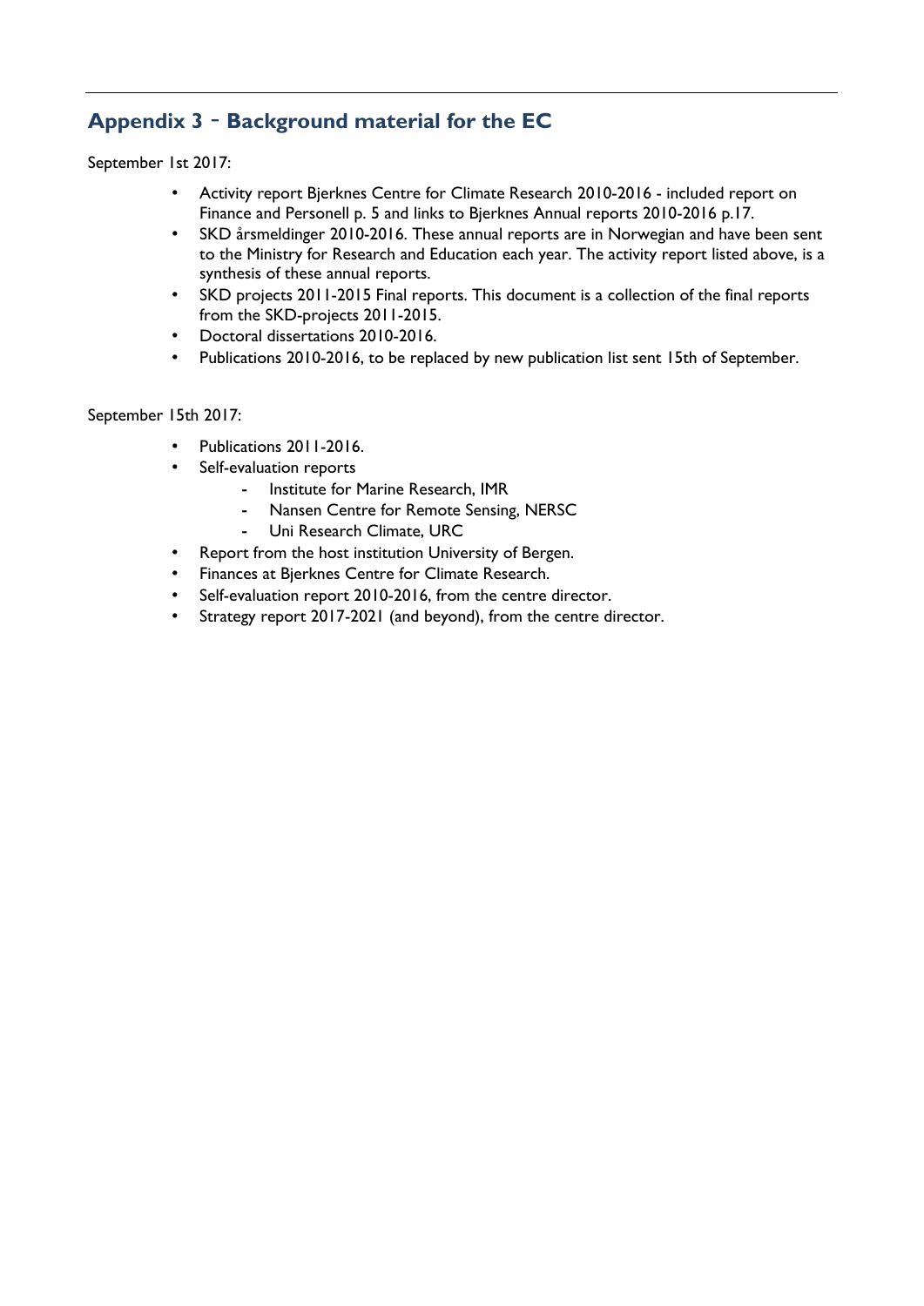## Appendix 3 - Background material for the EC

September 1st 2017:

- Activity report Bjerknes Centre for Climate Research 2010-2016 - included report on Finance and Personell p. 5 and links to Bjerknes Annual reports 2010-2016 p.17.
- SKD årsmeldinger 2010-2016. These annual reports are in Norwegian and have been sent to the Ministry for Research and Education each year. The activity report listed above, is a synthesis of these annual reports.
- SKD projects 2011-2015 Final reports. This document is a collection of the final reports from the SKD-projects 2011-2015.
- Doctoral dissertations 2010-2016.
- Publications 2010-2016, to be replaced by new publication list sent 15th of September.

September 15th 2017:

- Publications 2011-2016.
- Self-evaluation reports
  - Institute for Marine Research, IMR
  - Nansen Centre for Remote Sensing, NERSC
  - Uni Research Climate, URC
- Report from the host institution University of Bergen.
- Finances at Bjerknes Centre for Climate Research.
- Self-evaluation report 2010-2016, from the centre director.
- Strategy report 2017-2021 (and beyond), from the centre director.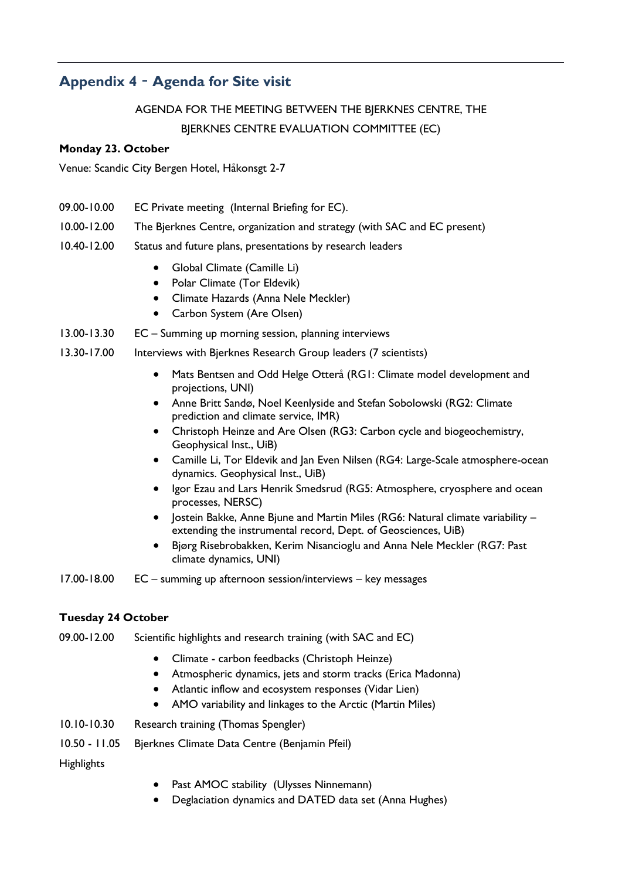## Appendix 4 - Agenda for Site visit

AGENDA FOR THE MEETING BETWEEN THE BJERKNES CENTRE, THE BJERKNES CENTRE EVALUATION COMMITTEE (EC)

**Monday 23. October**

Venue: Scandic City Bergen Hotel, Håkonsgt 2-7

09.00-10.00 EC Private meeting (Internal Briefing for EC).

10.00-12.00 The Bjerknes Centre, organization and strategy (with SAC and EC present)

10.40-12.00 Status and future plans, presentations by research leaders

- Global Climate (Camille Li)
- Polar Climate (Tor Eldevik)
- Climate Hazards (Anna Nele Meckler)
- Carbon System (Are Olsen)

13.00-13.30 EC – Summing up morning session, planning interviews

13.30-17.00 Interviews with Bjerknes Research Group leaders (7 scientists)

- Mats Bentsen and Odd Helge Otterå (RG1: Climate model development and projections, UNI)
- Anne Britt Sandø, Noel Keenlyside and Stefan Sobolowski (RG2: Climate prediction and climate service, IMR)
- Christoph Heinze and Are Olsen (RG3: Carbon cycle and biogeochemistry, Geophysical Inst., UiB)
- Camille Li, Tor Eldevik and Jan Even Nilsen (RG4: Large-Scale atmosphere-ocean dynamics. Geophysical Inst., UiB)
- Igor Ezau and Lars Henrik Smedsrud (RG5: Atmosphere, cryosphere and ocean processes, NERSC)
- Jostein Bakke, Anne Bjune and Martin Miles (RG6: Natural climate variability – extending the instrumental record, Dept. of Geosciences, UiB)
- Bjørg Risebrobakken, Kerim Nisancioglu and Anna Nele Meckler (RG7: Past climate dynamics, UNI)

17.00-18.00 EC – summing up afternoon session/interviews – key messages

**Tuesday 24 October**

09.00-12.00 Scientific highlights and research training (with SAC and EC)

- Climate - carbon feedbacks (Christoph Heinze)
- Atmospheric dynamics, jets and storm tracks (Erica Madonna)
- Atlantic inflow and ecosystem responses (Vidar Lien)
- AMO variability and linkages to the Arctic (Martin Miles)

10.10-10.30 Research training (Thomas Spengler)

10.50 - 11.05 Bjerknes Climate Data Centre (Benjamin Pfeil)

Highlights

- Past AMOC stability (Ulysses Ninnemann)
- Deglaciation dynamics and DATED data set (Anna Hughes)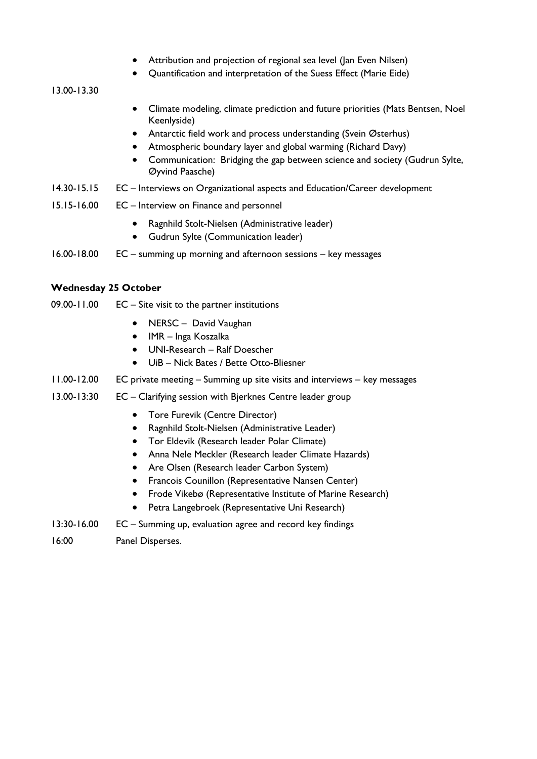- Attribution and projection of regional sea level (Jan Even Nilsen)
- Quantification and interpretation of the Suess Effect (Marie Eide)

13.00-13.30

- Climate modeling, climate prediction and future priorities (Mats Bentsen, Noel Keenlyside)
- Antarctic field work and process understanding (Svein Østerhus)
- Atmospheric boundary layer and global warming (Richard Davy)
- Communication: Bridging the gap between science and society (Gudrun Sylte, Øyvind Paasche)

14.30-15.15 EC – Interviews on Organizational aspects and Education/Career development

15.15-16.00 EC – Interview on Finance and personnel

- Ragnhild Stolt-Nielsen (Administrative leader)
- Gudrun Sylte (Communication leader)

16.00-18.00 EC – summing up morning and afternoon sessions – key messages

**Wednesday 25 October**

09.00-11.00 EC – Site visit to the partner institutions

- NERSC – David Vaughan
- IMR – Inga Koszalka
- UNI-Research – Ralf Doescher
- UiB – Nick Bates / Bette Otto-Bliesner

11.00-12.00 EC private meeting – Summing up site visits and interviews – key messages

13.00-13:30 EC – Clarifying session with Bjerknes Centre leader group

- Tore Furevik (Centre Director)
- Ragnhild Stolt-Nielsen (Administrative Leader)
- Tor Eldevik (Research leader Polar Climate)
- Anna Nele Meckler (Research leader Climate Hazards)
- Are Olsen (Research leader Carbon System)
- Francois Counillon (Representative Nansen Center)
- Frode Vikebø (Representative Institute of Marine Research)
- Petra Langebroek (Representative Uni Research)

13:30-16.00 EC – Summing up, evaluation agree and record key findings

16:00 Panel Disperses.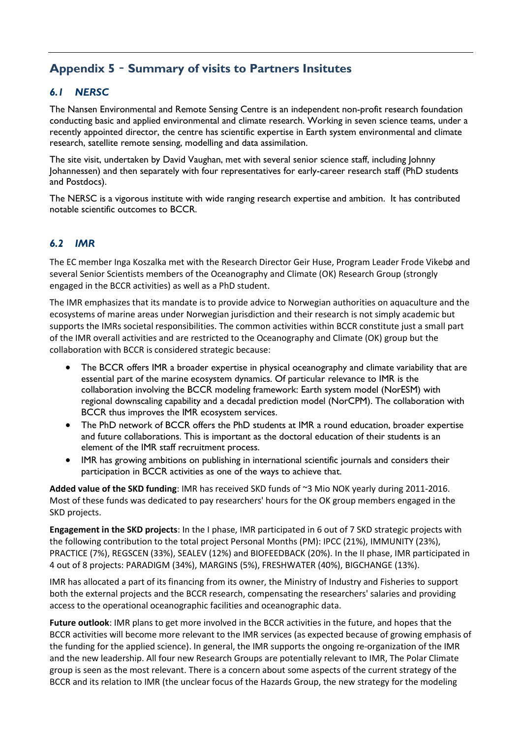## Appendix 5 - Summary of visits to Partners Insitutes

### *6.1 NERSC*

The Nansen Environmental and Remote Sensing Centre is an independent non-profit research foundation conducting basic and applied environmental and climate research. Working in seven science teams, under a recently appointed director, the centre has scientific expertise in Earth system environmental and climate research, satellite remote sensing, modelling and data assimilation.

The site visit, undertaken by David Vaughan, met with several senior science staff, including Johnny Johannessen) and then separately with four representatives for early-career research staff (PhD students and Postdocs).

The NERSC is a vigorous institute with wide ranging research expertise and ambition. It has contributed notable scientific outcomes to BCCR.

### *6.2 IMR*

The EC member Inga Koszalka met with the Research Director Geir Huse, Program Leader Frode Vikebø and several Senior Scientists members of the Oceanography and Climate (OK) Research Group (strongly engaged in the BCCR activities) as well as a PhD student.

The IMR emphasizes that its mandate is to provide advice to Norwegian authorities on aquaculture and the ecosystems of marine areas under Norwegian jurisdiction and their research is not simply academic but supports the IMRs societal responsibilities. The common activities within BCCR constitute just a small part of the IMR overall activities and are restricted to the Oceanography and Climate (OK) group but the collaboration with BCCR is considered strategic because:

- The BCCR offers IMR a broader expertise in physical oceanography and climate variability that are essential part of the marine ecosystem dynamics. Of particular relevance to IMR is the collaboration involving the BCCR modeling framework: Earth system model (NorESM) with regional downscaling capability and a decadal prediction model (NorCPM). The collaboration with BCCR thus improves the IMR ecosystem services.
- The PhD network of BCCR offers the PhD students at IMR a round education, broader expertise and future collaborations. This is important as the doctoral education of their students is an element of the IMR staff recruitment process.
- IMR has growing ambitions on publishing in international scientific journals and considers their participation in BCCR activities as one of the ways to achieve that.

**Added value of the SKD funding**: IMR has received SKD funds of ~3 Mio NOK yearly during 2011-2016. Most of these funds was dedicated to pay researchers' hours for the OK group members engaged in the SKD projects.

**Engagement in the SKD projects**: In the I phase, IMR participated in 6 out of 7 SKD strategic projects with the following contribution to the total project Personal Months (PM): IPCC (21%), IMMUNITY (23%), PRACTICE (7%), REGSCEN (33%), SEALEV (12%) and BIOFEEDBACK (20%). In the II phase, IMR participated in 4 out of 8 projects: PARADIGM (34%), MARGINS (5%), FRESHWATER (40%), BIGCHANGE (13%).

IMR has allocated a part of its financing from its owner, the Ministry of Industry and Fisheries to support both the external projects and the BCCR research, compensating the researchers' salaries and providing access to the operational oceanographic facilities and oceanographic data.

**Future outlook**: IMR plans to get more involved in the BCCR activities in the future, and hopes that the BCCR activities will become more relevant to the IMR services (as expected because of growing emphasis of the funding for the applied science). In general, the IMR supports the ongoing re-organization of the IMR and the new leadership. All four new Research Groups are potentially relevant to IMR, The Polar Climate group is seen as the most relevant. There is a concern about some aspects of the current strategy of the BCCR and its relation to IMR (the unclear focus of the Hazards Group, the new strategy for the modeling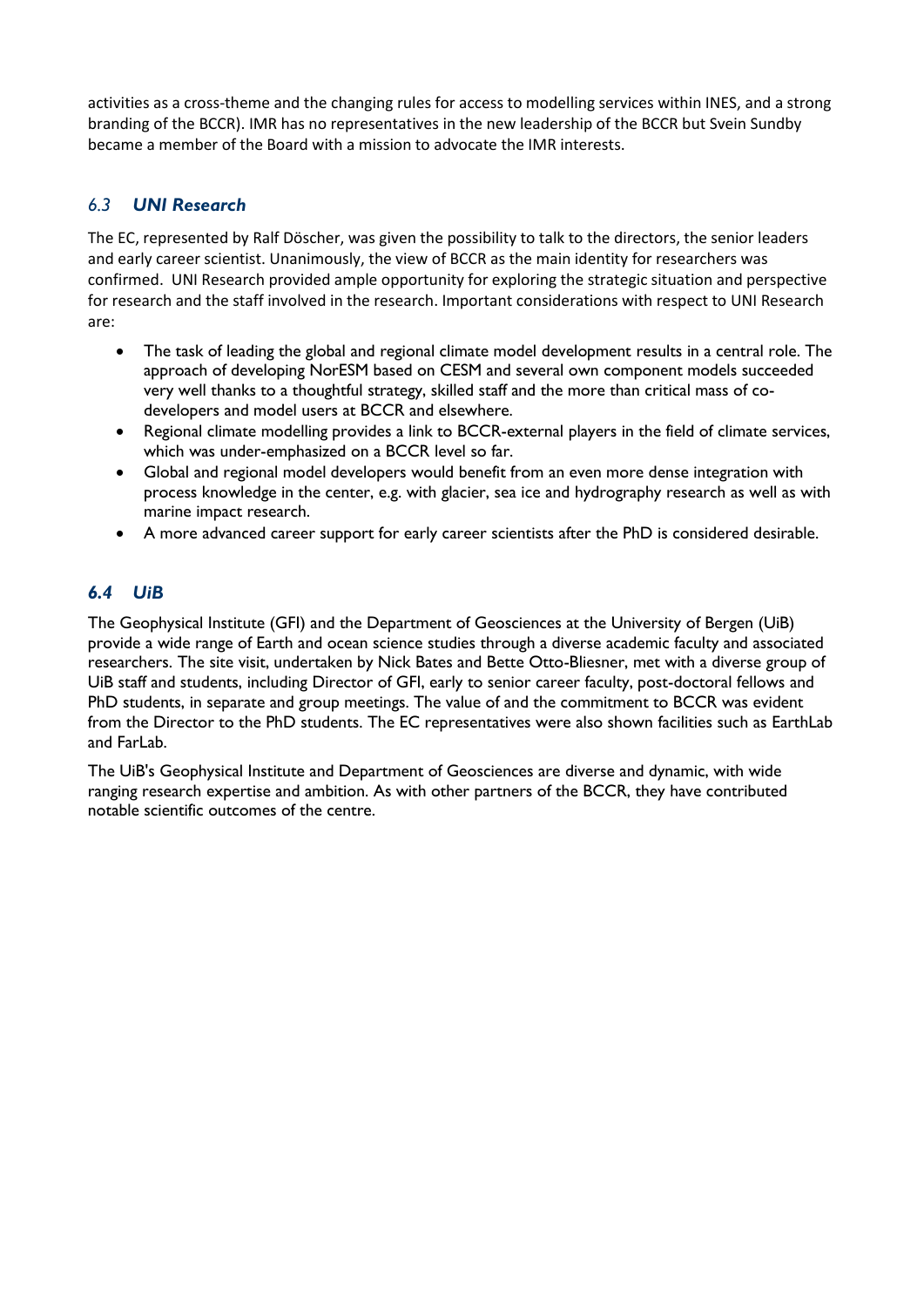activities as a cross-theme and the changing rules for access to modelling services within INES, and a strong branding of the BCCR). IMR has no representatives in the new leadership of the BCCR but Svein Sundby became a member of the Board with a mission to advocate the IMR interests.

### *6.3 UNI Research*

The EC, represented by Ralf Döscher, was given the possibility to talk to the directors, the senior leaders and early career scientist. Unanimously, the view of BCCR as the main identity for researchers was confirmed. UNI Research provided ample opportunity for exploring the strategic situation and perspective for research and the staff involved in the research. Important considerations with respect to UNI Research are:

- The task of leading the global and regional climate model development results in a central role. The approach of developing NorESM based on CESM and several own component models succeeded very well thanks to a thoughtful strategy, skilled staff and the more than critical mass of co-developers and model users at BCCR and elsewhere.
- Regional climate modelling provides a link to BCCR-external players in the field of climate services, which was under-emphasized on a BCCR level so far.
- Global and regional model developers would benefit from an even more dense integration with process knowledge in the center, e.g. with glacier, sea ice and hydrography research as well as with marine impact research.
- A more advanced career support for early career scientists after the PhD is considered desirable.

### *6.4 UiB*

The Geophysical Institute (GFI) and the Department of Geosciences at the University of Bergen (UiB) provide a wide range of Earth and ocean science studies through a diverse academic faculty and associated researchers. The site visit, undertaken by Nick Bates and Bette Otto-Bliesner, met with a diverse group of UiB staff and students, including Director of GFI, early to senior career faculty, post-doctoral fellows and PhD students, in separate and group meetings. The value of and the commitment to BCCR was evident from the Director to the PhD students. The EC representatives were also shown facilities such as EarthLab and FarLab.

The UiB's Geophysical Institute and Department of Geosciences are diverse and dynamic, with wide ranging research expertise and ambition. As with other partners of the BCCR, they have contributed notable scientific outcomes of the centre.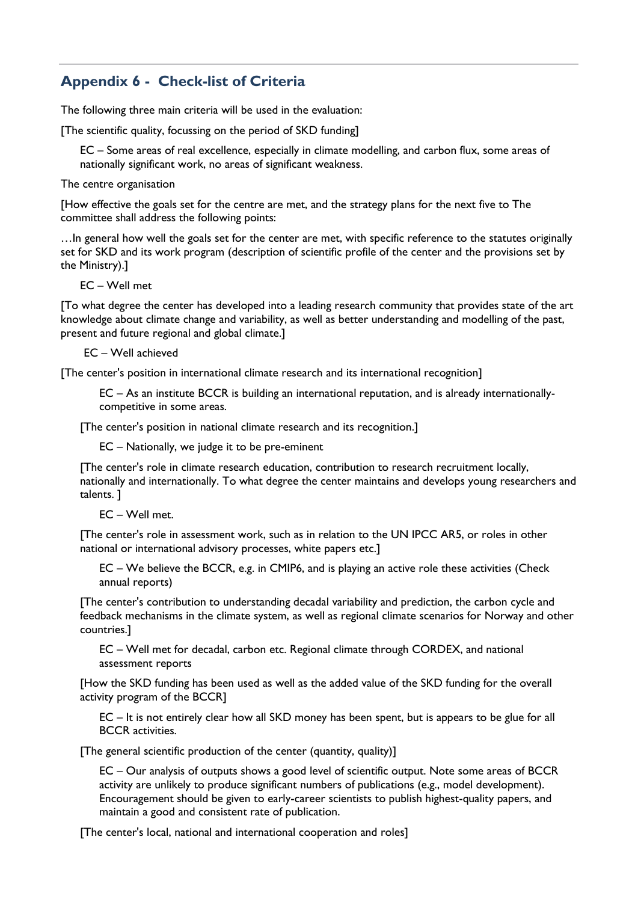## Appendix 6 - Check-list of Criteria

The following three main criteria will be used in the evaluation:

[The scientific quality, focussing on the period of SKD funding]

> EC – Some areas of real excellence, especially in climate modelling, and carbon flux, some areas of nationally significant work, no areas of significant weakness.

The centre organisation

[How effective the goals set for the centre are met, and the strategy plans for the next five to The committee shall address the following points:

…In general how well the goals set for the center are met, with specific reference to the statutes originally set for SKD and its work program (description of scientific profile of the center and the provisions set by the Ministry).]

> EC – Well met

[To what degree the center has developed into a leading research community that provides state of the art knowledge about climate change and variability, as well as better understanding and modelling of the past, present and future regional and global climate.]

> EC – Well achieved

[The center's position in international climate research and its international recognition]

> EC – As an institute BCCR is building an international reputation, and is already internationally-competitive in some areas.

[The center's position in national climate research and its recognition.]

> EC – Nationally, we judge it to be pre-eminent

[The center's role in climate research education, contribution to research recruitment locally, nationally and internationally. To what degree the center maintains and develops young researchers and talents. ]

> EC – Well met.

[The center's role in assessment work, such as in relation to the UN IPCC AR5, or roles in other national or international advisory processes, white papers etc.]

> EC – We believe the BCCR, e.g. in CMIP6, and is playing an active role these activities (Check annual reports)

[The center's contribution to understanding decadal variability and prediction, the carbon cycle and feedback mechanisms in the climate system, as well as regional climate scenarios for Norway and other countries.]

> EC – Well met for decadal, carbon etc. Regional climate through CORDEX, and national assessment reports

[How the SKD funding has been used as well as the added value of the SKD funding for the overall activity program of the BCCR]

> EC – It is not entirely clear how all SKD money has been spent, but is appears to be glue for all BCCR activities.

[The general scientific production of the center (quantity, quality)]

> EC – Our analysis of outputs shows a good level of scientific output. Note some areas of BCCR activity are unlikely to produce significant numbers of publications (e.g., model development). Encouragement should be given to early-career scientists to publish highest-quality papers, and maintain a good and consistent rate of publication.

[The center's local, national and international cooperation and roles]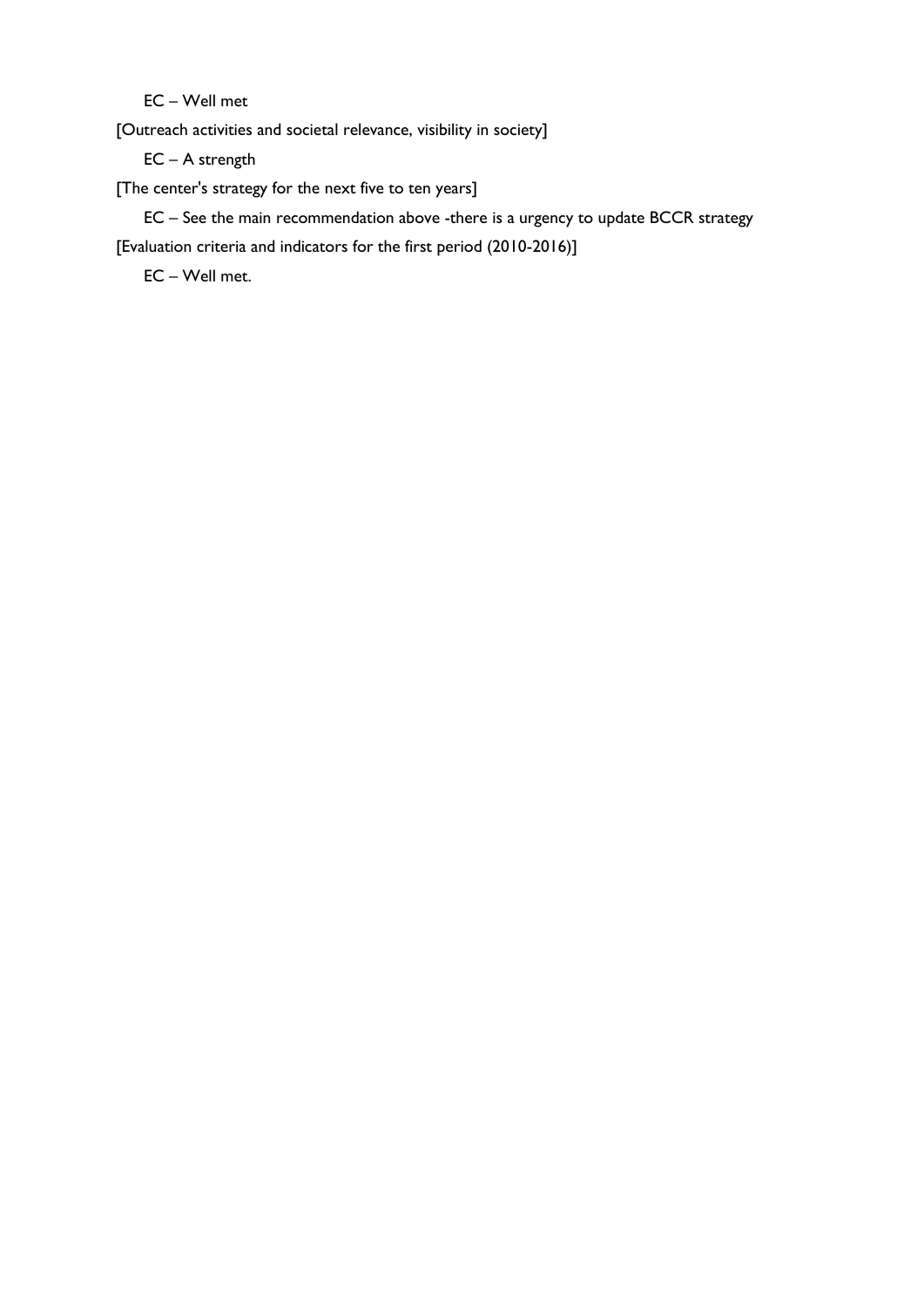EC – Well met

[Outreach activities and societal relevance, visibility in society]

EC – A strength

[The center's strategy for the next five to ten years]

EC – See the main recommendation above -there is a urgency to update BCCR strategy

[Evaluation criteria and indicators for the first period (2010-2016)]

EC – Well met.